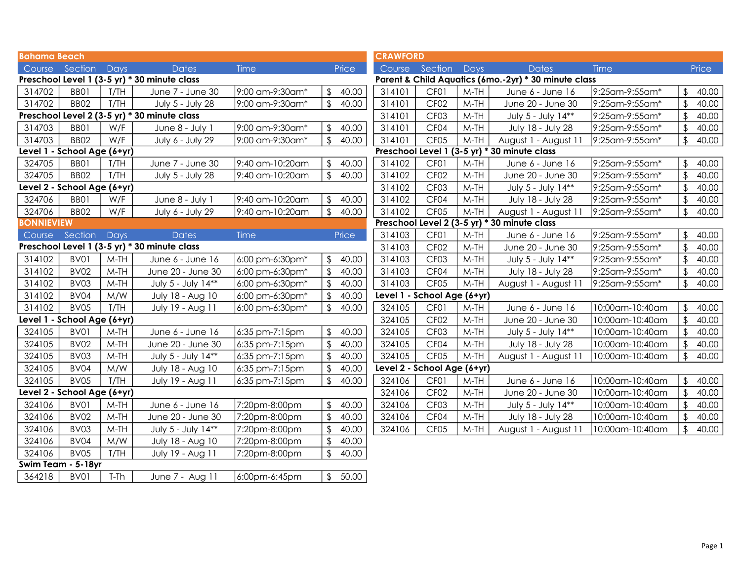## Bahama Beach

| Course | Section | Days | Dates | Time | Price |
|---|---|---|---|---|---|
| **Preschool Level 1 (3-5 yr) * 30 minute class** | | | | | |
| 314702 | BB01 | T/TH | June 7 - June 30 | 9:00 am-9:30am* | $ 40.00 |
| 314702 | BB02 | T/TH | July 5 - July 28 | 9:00 am-9:30am* | $ 40.00 |
| **Preschool Level 2 (3-5 yr) * 30 minute class** | | | | | |
| 314703 | BB01 | W/F | June 8 - July 1 | 9:00 am-9:30am* | $ 40.00 |
| 314703 | BB02 | W/F | July 6 - July 29 | 9:00 am-9:30am* | $ 40.00 |
| **Level 1 - School Age (6+yr)** | | | | | |
| 324705 | BB01 | T/TH | June 7 - June 30 | 9:40 am-10:20am | $ 40.00 |
| 324705 | BB02 | T/TH | July 5 - July 28 | 9:40 am-10:20am | $ 40.00 |
| **Level 2 - School Age (6+yr)** | | | | | |
| 324706 | BB01 | W/F | June 8 - July 1 | 9:40 am-10:20am | $ 40.00 |
| 324706 | BB02 | W/F | July 6 - July 29 | 9:40 am-10:20am | $ 40.00 |

## BONNIEVIEW

| Course | Section | Days | Dates | Time | Price |
|---|---|---|---|---|---|
| **Preschool Level 1 (3-5 yr) * 30 minute class** | | | | | |
| 314102 | BV01 | M-TH | June 6 - June 16 | 6:00 pm-6:30pm* | $ 40.00 |
| 314102 | BV02 | M-TH | June 20 - June 30 | 6:00 pm-6:30pm* | $ 40.00 |
| 314102 | BV03 | M-TH | July 5 - July 14** | 6:00 pm-6:30pm* | $ 40.00 |
| 314102 | BV04 | M/W | July 18 - Aug 10 | 6:00 pm-6:30pm* | $ 40.00 |
| 314102 | BV05 | T/TH | July 19 - Aug 11 | 6:00 pm-6:30pm* | $ 40.00 |
| **Level 1 - School Age (6+yr)** | | | | | |
| 324105 | BV01 | M-TH | June 6 - June 16 | 6:35 pm-7:15pm | $ 40.00 |
| 324105 | BV02 | M-TH | June 20 - June 30 | 6:35 pm-7:15pm | $ 40.00 |
| 324105 | BV03 | M-TH | July 5 - July 14** | 6:35 pm-7:15pm | $ 40.00 |
| 324105 | BV04 | M/W | July 18 - Aug 10 | 6:35 pm-7:15pm | $ 40.00 |
| 324105 | BV05 | T/TH | July 19 - Aug 11 | 6:35 pm-7:15pm | $ 40.00 |
| **Level 2 - School Age (6+yr)** | | | | | |
| 324106 | BV01 | M-TH | June 6 - June 16 | 7:20pm-8:00pm | $ 40.00 |
| 324106 | BV02 | M-TH | June 20 - June 30 | 7:20pm-8:00pm | $ 40.00 |
| 324106 | BV03 | M-TH | July 5 - July 14** | 7:20pm-8:00pm | $ 40.00 |
| 324106 | BV04 | M/W | July 18 - Aug 10 | 7:20pm-8:00pm | $ 40.00 |
| 324106 | BV05 | T/TH | July 19 - Aug 11 | 7:20pm-8:00pm | $ 40.00 |
| **Swim Team - 5-18yr** | | | | | |
| 364218 | BV01 | T-Th | June 7 - Aug 11 | 6:00pm-6:45pm | $ 50.00 |

## CRAWFORD

| Course | Section | Days | Dates | Time | Price |
|---|---|---|---|---|---|
| **Parent & Child Aquatics (6mo.-2yr) * 30 minute class** | | | | | |
| 314101 | CF01 | M-TH | June 6 - June 16 | 9:25am-9:55am* | $ 40.00 |
| 314101 | CF02 | M-TH | June 20 - June 30 | 9:25am-9:55am* | $ 40.00 |
| 314101 | CF03 | M-TH | July 5 - July 14** | 9:25am-9:55am* | $ 40.00 |
| 314101 | CF04 | M-TH | July 18 - July 28 | 9:25am-9:55am* | $ 40.00 |
| 314101 | CF05 | M-TH | August 1 - August 11 | 9:25am-9:55am* | $ 40.00 |
| **Preschool Level 1 (3-5 yr) * 30 minute class** | | | | | |
| 314102 | CF01 | M-TH | June 6 - June 16 | 9:25am-9:55am* | $ 40.00 |
| 314102 | CF02 | M-TH | June 20 - June 30 | 9:25am-9:55am* | $ 40.00 |
| 314102 | CF03 | M-TH | July 5 - July 14** | 9:25am-9:55am* | $ 40.00 |
| 314102 | CF04 | M-TH | July 18 - July 28 | 9:25am-9:55am* | $ 40.00 |
| 314102 | CF05 | M-TH | August 1 - August 11 | 9:25am-9:55am* | $ 40.00 |
| **Preschool Level 2 (3-5 yr) * 30 minute class** | | | | | |
| 314103 | CF01 | M-TH | June 6 - June 16 | 9:25am-9:55am* | $ 40.00 |
| 314103 | CF02 | M-TH | June 20 - June 30 | 9:25am-9:55am* | $ 40.00 |
| 314103 | CF03 | M-TH | July 5 - July 14** | 9:25am-9:55am* | $ 40.00 |
| 314103 | CF04 | M-TH | July 18 - July 28 | 9:25am-9:55am* | $ 40.00 |
| 314103 | CF05 | M-TH | August 1 - August 11 | 9:25am-9:55am* | $ 40.00 |
| **Level 1 - School Age (6+yr)** | | | | | |
| 324105 | CF01 | M-TH | June 6 - June 16 | 10:00am-10:40am | $ 40.00 |
| 324105 | CF02 | M-TH | June 20 - June 30 | 10:00am-10:40am | $ 40.00 |
| 324105 | CF03 | M-TH | July 5 - July 14** | 10:00am-10:40am | $ 40.00 |
| 324105 | CF04 | M-TH | July 18 - July 28 | 10:00am-10:40am | $ 40.00 |
| 324105 | CF05 | M-TH | August 1 - August 11 | 10:00am-10:40am | $ 40.00 |
| **Level 2 - School Age (6+yr)** | | | | | |
| 324106 | CF01 | M-TH | June 6 - June 16 | 10:00am-10:40am | $ 40.00 |
| 324106 | CF02 | M-TH | June 20 - June 30 | 10:00am-10:40am | $ 40.00 |
| 324106 | CF03 | M-TH | July 5 - July 14** | 10:00am-10:40am | $ 40.00 |
| 324106 | CF04 | M-TH | July 18 - July 28 | 10:00am-10:40am | $ 40.00 |
| 324106 | CF05 | M-TH | August 1 - August 11 | 10:00am-10:40am | $ 40.00 |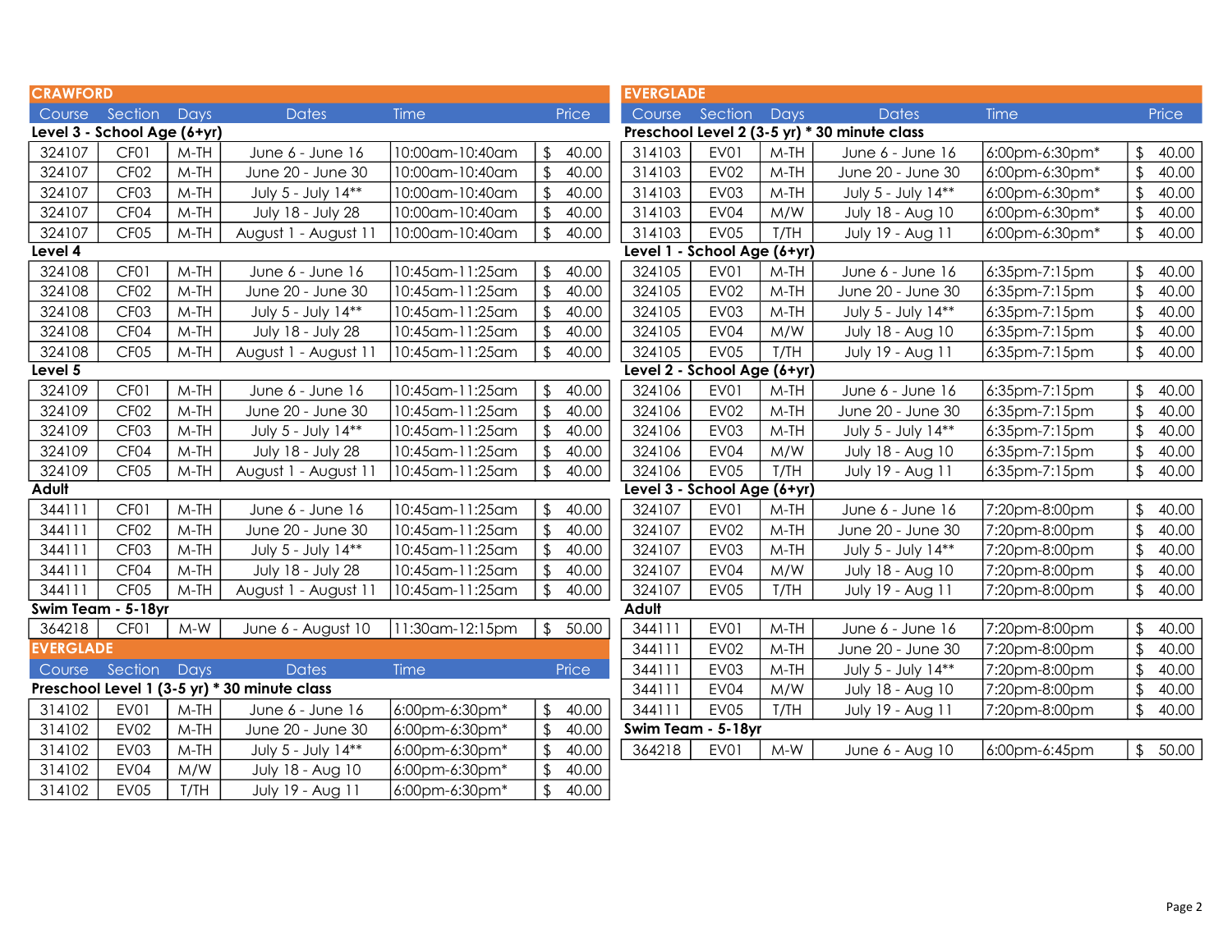## CRAWFORD

| Course | Section | Days | Dates | Time | Price |
|---|---|---|---|---|---|
| **Level 3 - School Age (6+yr)** | | | | | |
| 324107 | CF01 | M-TH | June 6 - June 16 | 10:00am-10:40am | $ 40.00 |
| 324107 | CF02 | M-TH | June 20 - June 30 | 10:00am-10:40am | $ 40.00 |
| 324107 | CF03 | M-TH | July 5 - July 14** | 10:00am-10:40am | $ 40.00 |
| 324107 | CF04 | M-TH | July 18 - July 28 | 10:00am-10:40am | $ 40.00 |
| 324107 | CF05 | M-TH | August 1 - August 11 | 10:00am-10:40am | $ 40.00 |
| **Level 4** | | | | | |
| 324108 | CF01 | M-TH | June 6 - June 16 | 10:45am-11:25am | $ 40.00 |
| 324108 | CF02 | M-TH | June 20 - June 30 | 10:45am-11:25am | $ 40.00 |
| 324108 | CF03 | M-TH | July 5 - July 14** | 10:45am-11:25am | $ 40.00 |
| 324108 | CF04 | M-TH | July 18 - July 28 | 10:45am-11:25am | $ 40.00 |
| 324108 | CF05 | M-TH | August 1 - August 11 | 10:45am-11:25am | $ 40.00 |
| **Level 5** | | | | | |
| 324109 | CF01 | M-TH | June 6 - June 16 | 10:45am-11:25am | $ 40.00 |
| 324109 | CF02 | M-TH | June 20 - June 30 | 10:45am-11:25am | $ 40.00 |
| 324109 | CF03 | M-TH | July 5 - July 14** | 10:45am-11:25am | $ 40.00 |
| 324109 | CF04 | M-TH | July 18 - July 28 | 10:45am-11:25am | $ 40.00 |
| 324109 | CF05 | M-TH | August 1 - August 11 | 10:45am-11:25am | $ 40.00 |
| **Adult** | | | | | |
| 344111 | CF01 | M-TH | June 6 - June 16 | 10:45am-11:25am | $ 40.00 |
| 344111 | CF02 | M-TH | June 20 - June 30 | 10:45am-11:25am | $ 40.00 |
| 344111 | CF03 | M-TH | July 5 - July 14** | 10:45am-11:25am | $ 40.00 |
| 344111 | CF04 | M-TH | July 18 - July 28 | 10:45am-11:25am | $ 40.00 |
| 344111 | CF05 | M-TH | August 1 - August 11 | 10:45am-11:25am | $ 40.00 |
| **Swim Team - 5-18yr** | | | | | |
| 364218 | CF01 | M-W | June 6 - August 10 | 11:30am-12:15pm | $ 50.00 |

## EVERGLADE

| Course | Section | Days | Dates | Time | Price |
|---|---|---|---|---|---|
| **Preschool Level 1 (3-5 yr) * 30 minute class** | | | | | |
| 314102 | EV01 | M-TH | June 6 - June 16 | 6:00pm-6:30pm* | $ 40.00 |
| 314102 | EV02 | M-TH | June 20 - June 30 | 6:00pm-6:30pm* | $ 40.00 |
| 314102 | EV03 | M-TH | July 5 - July 14** | 6:00pm-6:30pm* | $ 40.00 |
| 314102 | EV04 | M/W | July 18 - Aug 10 | 6:00pm-6:30pm* | $ 40.00 |
| 314102 | EV05 | T/TH | July 19 - Aug 11 | 6:00pm-6:30pm* | $ 40.00 |
| **Preschool Level 2 (3-5 yr) * 30 minute class** | | | | | |
| 314103 | EV01 | M-TH | June 6 - June 16 | 6:00pm-6:30pm* | $ 40.00 |
| 314103 | EV02 | M-TH | June 20 - June 30 | 6:00pm-6:30pm* | $ 40.00 |
| 314103 | EV03 | M-TH | July 5 - July 14** | 6:00pm-6:30pm* | $ 40.00 |
| 314103 | EV04 | M/W | July 18 - Aug 10 | 6:00pm-6:30pm* | $ 40.00 |
| 314103 | EV05 | T/TH | July 19 - Aug 11 | 6:00pm-6:30pm* | $ 40.00 |
| **Level 1 - School Age (6+yr)** | | | | | |
| 324105 | EV01 | M-TH | June 6 - June 16 | 6:35pm-7:15pm | $ 40.00 |
| 324105 | EV02 | M-TH | June 20 - June 30 | 6:35pm-7:15pm | $ 40.00 |
| 324105 | EV03 | M-TH | July 5 - July 14** | 6:35pm-7:15pm | $ 40.00 |
| 324105 | EV04 | M/W | July 18 - Aug 10 | 6:35pm-7:15pm | $ 40.00 |
| 324105 | EV05 | T/TH | July 19 - Aug 11 | 6:35pm-7:15pm | $ 40.00 |
| **Level 2 - School Age (6+yr)** | | | | | |
| 324106 | EV01 | M-TH | June 6 - June 16 | 6:35pm-7:15pm | $ 40.00 |
| 324106 | EV02 | M-TH | June 20 - June 30 | 6:35pm-7:15pm | $ 40.00 |
| 324106 | EV03 | M-TH | July 5 - July 14** | 6:35pm-7:15pm | $ 40.00 |
| 324106 | EV04 | M/W | July 18 - Aug 10 | 6:35pm-7:15pm | $ 40.00 |
| 324106 | EV05 | T/TH | July 19 - Aug 11 | 6:35pm-7:15pm | $ 40.00 |
| **Level 3 - School Age (6+yr)** | | | | | |
| 324107 | EV01 | M-TH | June 6 - June 16 | 7:20pm-8:00pm | $ 40.00 |
| 324107 | EV02 | M-TH | June 20 - June 30 | 7:20pm-8:00pm | $ 40.00 |
| 324107 | EV03 | M-TH | July 5 - July 14** | 7:20pm-8:00pm | $ 40.00 |
| 324107 | EV04 | M/W | July 18 - Aug 10 | 7:20pm-8:00pm | $ 40.00 |
| 324107 | EV05 | T/TH | July 19 - Aug 11 | 7:20pm-8:00pm | $ 40.00 |
| **Adult** | | | | | |
| 344111 | EV01 | M-TH | June 6 - June 16 | 7:20pm-8:00pm | $ 40.00 |
| 344111 | EV02 | M-TH | June 20 - June 30 | 7:20pm-8:00pm | $ 40.00 |
| 344111 | EV03 | M-TH | July 5 - July 14** | 7:20pm-8:00pm | $ 40.00 |
| 344111 | EV04 | M/W | July 18 - Aug 10 | 7:20pm-8:00pm | $ 40.00 |
| 344111 | EV05 | T/TH | July 19 - Aug 11 | 7:20pm-8:00pm | $ 40.00 |
| **Swim Team - 5-18yr** | | | | | |
| 364218 | EV01 | M-W | June 6 - Aug 10 | 6:00pm-6:45pm | $ 50.00 |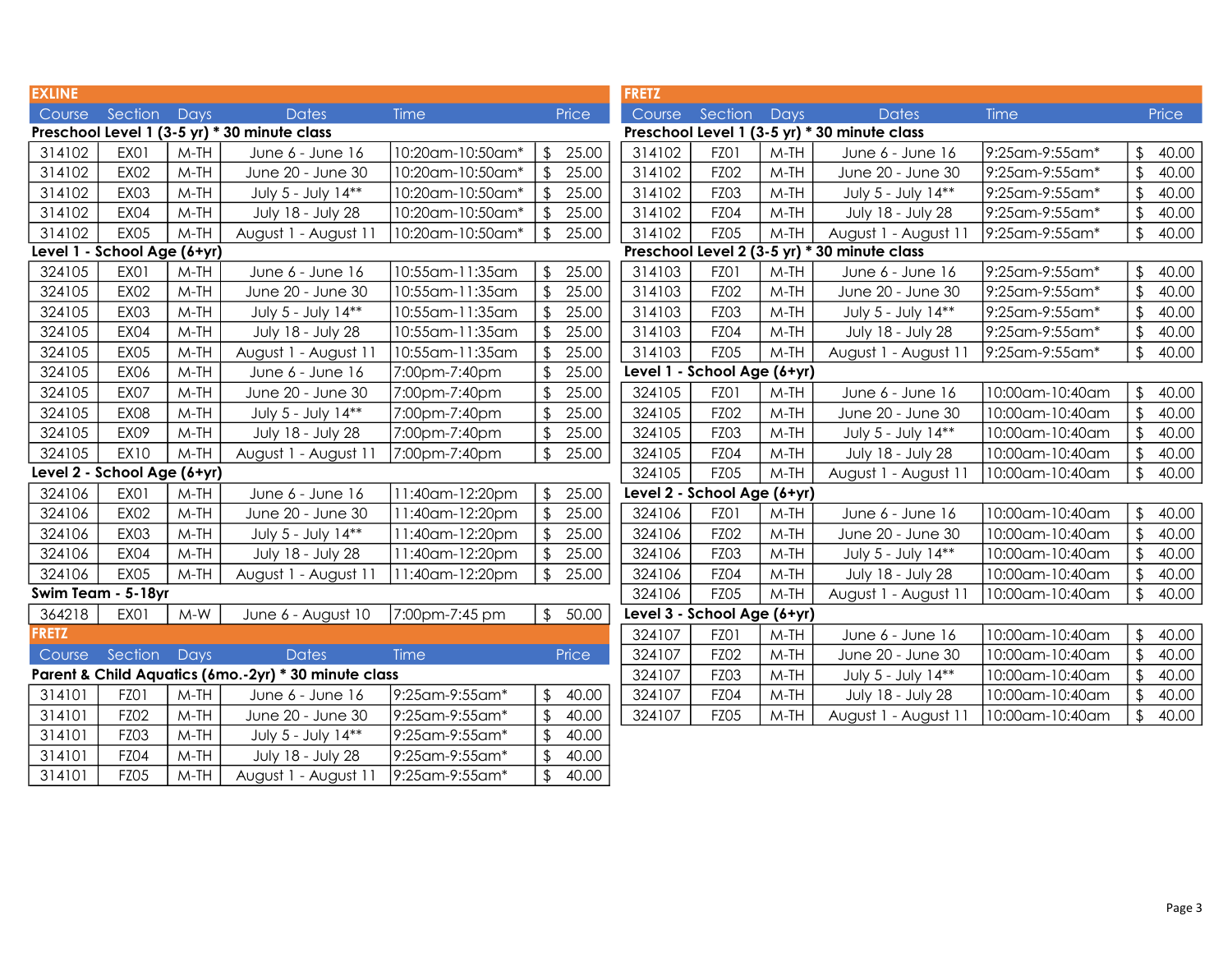## EXLINE

| Course | Section | Days | Dates | Time | Price |
|---|---|---|---|---|---|
| **Preschool Level 1 (3-5 yr) * 30 minute class** | | | | | |
| 314102 | EX01 | M-TH | June 6 - June 16 | 10:20am-10:50am* | $ 25.00 |
| 314102 | EX02 | M-TH | June 20 - June 30 | 10:20am-10:50am* | $ 25.00 |
| 314102 | EX03 | M-TH | July 5 - July 14** | 10:20am-10:50am* | $ 25.00 |
| 314102 | EX04 | M-TH | July 18 - July 28 | 10:20am-10:50am* | $ 25.00 |
| 314102 | EX05 | M-TH | August 1 - August 11 | 10:20am-10:50am* | $ 25.00 |
| **Level 1 - School Age (6+yr)** | | | | | |
| 324105 | EX01 | M-TH | June 6 - June 16 | 10:55am-11:35am | $ 25.00 |
| 324105 | EX02 | M-TH | June 20 - June 30 | 10:55am-11:35am | $ 25.00 |
| 324105 | EX03 | M-TH | July 5 - July 14** | 10:55am-11:35am | $ 25.00 |
| 324105 | EX04 | M-TH | July 18 - July 28 | 10:55am-11:35am | $ 25.00 |
| 324105 | EX05 | M-TH | August 1 - August 11 | 10:55am-11:35am | $ 25.00 |
| 324105 | EX06 | M-TH | June 6 - June 16 | 7:00pm-7:40pm | $ 25.00 |
| 324105 | EX07 | M-TH | June 20 - June 30 | 7:00pm-7:40pm | $ 25.00 |
| 324105 | EX08 | M-TH | July 5 - July 14** | 7:00pm-7:40pm | $ 25.00 |
| 324105 | EX09 | M-TH | July 18 - July 28 | 7:00pm-7:40pm | $ 25.00 |
| 324105 | EX10 | M-TH | August 1 - August 11 | 7:00pm-7:40pm | $ 25.00 |
| **Level 2 - School Age (6+yr)** | | | | | |
| 324106 | EX01 | M-TH | June 6 - June 16 | 11:40am-12:20pm | $ 25.00 |
| 324106 | EX02 | M-TH | June 20 - June 30 | 11:40am-12:20pm | $ 25.00 |
| 324106 | EX03 | M-TH | July 5 - July 14** | 11:40am-12:20pm | $ 25.00 |
| 324106 | EX04 | M-TH | July 18 - July 28 | 11:40am-12:20pm | $ 25.00 |
| 324106 | EX05 | M-TH | August 1 - August 11 | 11:40am-12:20pm | $ 25.00 |
| **Swim Team - 5-18yr** | | | | | |
| 364218 | EX01 | M-W | June 6 - August 10 | 7:00pm-7:45 pm | $ 50.00 |

## FRETZ

| Course | Section | Days | Dates | Time | Price |
|---|---|---|---|---|---|
| **Parent & Child Aquatics (6mo.-2yr) * 30 minute class** | | | | | |
| 314101 | FZ01 | M-TH | June 6 - June 16 | 9:25am-9:55am* | $ 40.00 |
| 314101 | FZ02 | M-TH | June 20 - June 30 | 9:25am-9:55am* | $ 40.00 |
| 314101 | FZ03 | M-TH | July 5 - July 14** | 9:25am-9:55am* | $ 40.00 |
| 314101 | FZ04 | M-TH | July 18 - July 28 | 9:25am-9:55am* | $ 40.00 |
| 314101 | FZ05 | M-TH | August 1 - August 11 | 9:25am-9:55am* | $ 40.00 |

## FRETZ

| Course | Section | Days | Dates | Time | Price |
|---|---|---|---|---|---|
| **Preschool Level 1 (3-5 yr) * 30 minute class** | | | | | |
| 314102 | FZ01 | M-TH | June 6 - June 16 | 9:25am-9:55am* | $ 40.00 |
| 314102 | FZ02 | M-TH | June 20 - June 30 | 9:25am-9:55am* | $ 40.00 |
| 314102 | FZ03 | M-TH | July 5 - July 14** | 9:25am-9:55am* | $ 40.00 |
| 314102 | FZ04 | M-TH | July 18 - July 28 | 9:25am-9:55am* | $ 40.00 |
| 314102 | FZ05 | M-TH | August 1 - August 11 | 9:25am-9:55am* | $ 40.00 |
| **Preschool Level 2 (3-5 yr) * 30 minute class** | | | | | |
| 314103 | FZ01 | M-TH | June 6 - June 16 | 9:25am-9:55am* | $ 40.00 |
| 314103 | FZ02 | M-TH | June 20 - June 30 | 9:25am-9:55am* | $ 40.00 |
| 314103 | FZ03 | M-TH | July 5 - July 14** | 9:25am-9:55am* | $ 40.00 |
| 314103 | FZ04 | M-TH | July 18 - July 28 | 9:25am-9:55am* | $ 40.00 |
| 314103 | FZ05 | M-TH | August 1 - August 11 | 9:25am-9:55am* | $ 40.00 |
| **Level 1 - School Age (6+yr)** | | | | | |
| 324105 | FZ01 | M-TH | June 6 - June 16 | 10:00am-10:40am | $ 40.00 |
| 324105 | FZ02 | M-TH | June 20 - June 30 | 10:00am-10:40am | $ 40.00 |
| 324105 | FZ03 | M-TH | July 5 - July 14** | 10:00am-10:40am | $ 40.00 |
| 324105 | FZ04 | M-TH | July 18 - July 28 | 10:00am-10:40am | $ 40.00 |
| 324105 | FZ05 | M-TH | August 1 - August 11 | 10:00am-10:40am | $ 40.00 |
| **Level 2 - School Age (6+yr)** | | | | | |
| 324106 | FZ01 | M-TH | June 6 - June 16 | 10:00am-10:40am | $ 40.00 |
| 324106 | FZ02 | M-TH | June 20 - June 30 | 10:00am-10:40am | $ 40.00 |
| 324106 | FZ03 | M-TH | July 5 - July 14** | 10:00am-10:40am | $ 40.00 |
| 324106 | FZ04 | M-TH | July 18 - July 28 | 10:00am-10:40am | $ 40.00 |
| 324106 | FZ05 | M-TH | August 1 - August 11 | 10:00am-10:40am | $ 40.00 |
| **Level 3 - School Age (6+yr)** | | | | | |
| 324107 | FZ01 | M-TH | June 6 - June 16 | 10:00am-10:40am | $ 40.00 |
| 324107 | FZ02 | M-TH | June 20 - June 30 | 10:00am-10:40am | $ 40.00 |
| 324107 | FZ03 | M-TH | July 5 - July 14** | 10:00am-10:40am | $ 40.00 |
| 324107 | FZ04 | M-TH | July 18 - July 28 | 10:00am-10:40am | $ 40.00 |
| 324107 | FZ05 | M-TH | August 1 - August 11 | 10:00am-10:40am | $ 40.00 |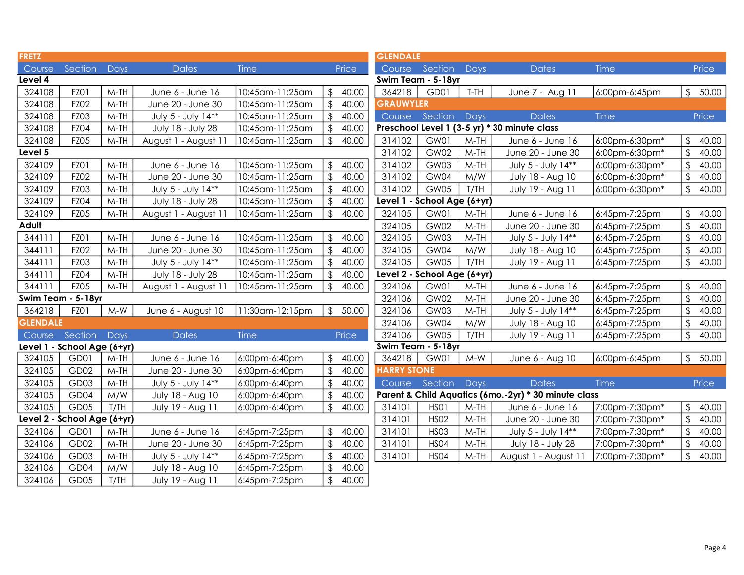## FRETZ

| Course | Section | Days | Dates | Time | Price |
|---|---|---|---|---|---|
| **Level 4** | | | | | |
| 324108 | FZ01 | M-TH | June 6 - June 16 | 10:45am-11:25am | $ 40.00 |
| 324108 | FZ02 | M-TH | June 20 - June 30 | 10:45am-11:25am | $ 40.00 |
| 324108 | FZ03 | M-TH | July 5 - July 14** | 10:45am-11:25am | $ 40.00 |
| 324108 | FZ04 | M-TH | July 18 - July 28 | 10:45am-11:25am | $ 40.00 |
| 324108 | FZ05 | M-TH | August 1 - August 11 | 10:45am-11:25am | $ 40.00 |
| **Level 5** | | | | | |
| 324109 | FZ01 | M-TH | June 6 - June 16 | 10:45am-11:25am | $ 40.00 |
| 324109 | FZ02 | M-TH | June 20 - June 30 | 10:45am-11:25am | $ 40.00 |
| 324109 | FZ03 | M-TH | July 5 - July 14** | 10:45am-11:25am | $ 40.00 |
| 324109 | FZ04 | M-TH | July 18 - July 28 | 10:45am-11:25am | $ 40.00 |
| 324109 | FZ05 | M-TH | August 1 - August 11 | 10:45am-11:25am | $ 40.00 |
| **Adult** | | | | | |
| 344111 | FZ01 | M-TH | June 6 - June 16 | 10:45am-11:25am | $ 40.00 |
| 344111 | FZ02 | M-TH | June 20 - June 30 | 10:45am-11:25am | $ 40.00 |
| 344111 | FZ03 | M-TH | July 5 - July 14** | 10:45am-11:25am | $ 40.00 |
| 344111 | FZ04 | M-TH | July 18 - July 28 | 10:45am-11:25am | $ 40.00 |
| 344111 | FZ05 | M-TH | August 1 - August 11 | 10:45am-11:25am | $ 40.00 |
| **Swim Team - 5-18yr** | | | | | |
| 364218 | FZ01 | M-W | June 6 - August 10 | 11:30am-12:15pm | $ 50.00 |

## GLENDALE

| Course | Section | Days | Dates | Time | Price |
|---|---|---|---|---|---|
| **Level 1 - School Age (6+yr)** | | | | | |
| 324105 | GD01 | M-TH | June 6 - June 16 | 6:00pm-6:40pm | $ 40.00 |
| 324105 | GD02 | M-TH | June 20 - June 30 | 6:00pm-6:40pm | $ 40.00 |
| 324105 | GD03 | M-TH | July 5 - July 14** | 6:00pm-6:40pm | $ 40.00 |
| 324105 | GD04 | M/W | July 18 - Aug 10 | 6:00pm-6:40pm | $ 40.00 |
| 324105 | GD05 | T/TH | July 19 - Aug 11 | 6:00pm-6:40pm | $ 40.00 |
| **Level 2 - School Age (6+yr)** | | | | | |
| 324106 | GD01 | M-TH | June 6 - June 16 | 6:45pm-7:25pm | $ 40.00 |
| 324106 | GD02 | M-TH | June 20 - June 30 | 6:45pm-7:25pm | $ 40.00 |
| 324106 | GD03 | M-TH | July 5 - July 14** | 6:45pm-7:25pm | $ 40.00 |
| 324106 | GD04 | M/W | July 18 - Aug 10 | 6:45pm-7:25pm | $ 40.00 |
| 324106 | GD05 | T/TH | July 19 - Aug 11 | 6:45pm-7:25pm | $ 40.00 |
| **Swim Team - 5-18yr** | | | | | |
| 364218 | GD01 | T-TH | June 7 - Aug 11 | 6:00pm-6:45pm | $ 50.00 |

## GRAUWYLER

| Course | Section | Days | Dates | Time | Price |
|---|---|---|---|---|---|
| **Preschool Level 1 (3-5 yr) * 30 minute class** | | | | | |
| 314102 | GW01 | M-TH | June 6 - June 16 | 6:00pm-6:30pm* | $ 40.00 |
| 314102 | GW02 | M-TH | June 20 - June 30 | 6:00pm-6:30pm* | $ 40.00 |
| 314102 | GW03 | M-TH | July 5 - July 14** | 6:00pm-6:30pm* | $ 40.00 |
| 314102 | GW04 | M/W | July 18 - Aug 10 | 6:00pm-6:30pm* | $ 40.00 |
| 314102 | GW05 | T/TH | July 19 - Aug 11 | 6:00pm-6:30pm* | $ 40.00 |
| **Level 1 - School Age (6+yr)** | | | | | |
| 324105 | GW01 | M-TH | June 6 - June 16 | 6:45pm-7:25pm | $ 40.00 |
| 324105 | GW02 | M-TH | June 20 - June 30 | 6:45pm-7:25pm | $ 40.00 |
| 324105 | GW03 | M-TH | July 5 - July 14** | 6:45pm-7:25pm | $ 40.00 |
| 324105 | GW04 | M/W | July 18 - Aug 10 | 6:45pm-7:25pm | $ 40.00 |
| 324105 | GW05 | T/TH | July 19 - Aug 11 | 6:45pm-7:25pm | $ 40.00 |
| **Level 2 - School Age (6+yr)** | | | | | |
| 324106 | GW01 | M-TH | June 6 - June 16 | 6:45pm-7:25pm | $ 40.00 |
| 324106 | GW02 | M-TH | June 20 - June 30 | 6:45pm-7:25pm | $ 40.00 |
| 324106 | GW03 | M-TH | July 5 - July 14** | 6:45pm-7:25pm | $ 40.00 |
| 324106 | GW04 | M/W | July 18 - Aug 10 | 6:45pm-7:25pm | $ 40.00 |
| 324106 | GW05 | T/TH | July 19 - Aug 11 | 6:45pm-7:25pm | $ 40.00 |
| **Swim Team - 5-18yr** | | | | | |
| 364218 | GW01 | M-W | June 6 - Aug 10 | 6:00pm-6:45pm | $ 50.00 |

## HARRY STONE

| Course | Section | Days | Dates | Time | Price |
|---|---|---|---|---|---|
| **Parent & Child Aquatics (6mo.-2yr) * 30 minute class** | | | | | |
| 314101 | HS01 | M-TH | June 6 - June 16 | 7:00pm-7:30pm* | $ 40.00 |
| 314101 | HS02 | M-TH | June 20 - June 30 | 7:00pm-7:30pm* | $ 40.00 |
| 314101 | HS03 | M-TH | July 5 - July 14** | 7:00pm-7:30pm* | $ 40.00 |
| 314101 | HS04 | M-TH | July 18 - July 28 | 7:00pm-7:30pm* | $ 40.00 |
| 314101 | HS04 | M-TH | August 1 - August 11 | 7:00pm-7:30pm* | $ 40.00 |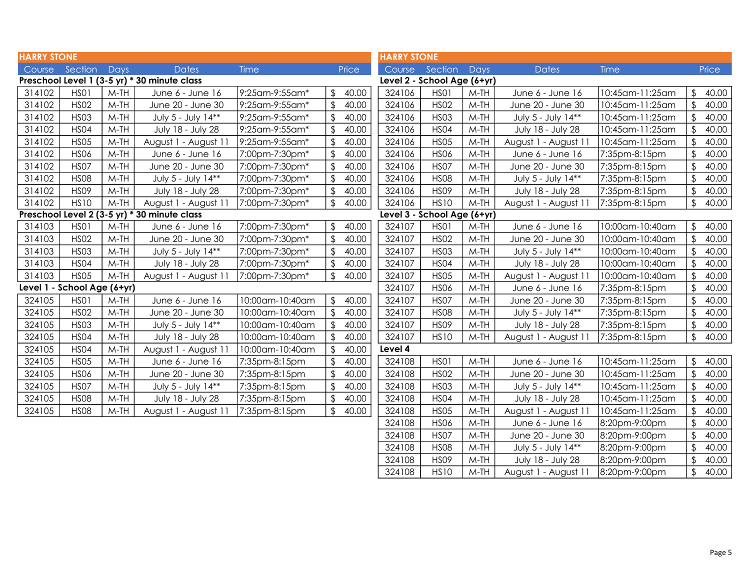## HARRY STONE

| Course | Section | Days | Dates | Time | Price |
|---|---|---|---|---|---|
| **Preschool Level 1 (3-5 yr) * 30 minute class** | | | | | |
| 314102 | HS01 | M-TH | June 6 - June 16 | 9:25am-9:55am* | $ 40.00 |
| 314102 | HS02 | M-TH | June 20 - June 30 | 9:25am-9:55am* | $ 40.00 |
| 314102 | HS03 | M-TH | July 5 - July 14** | 9:25am-9:55am* | $ 40.00 |
| 314102 | HS04 | M-TH | July 18 - July 28 | 9:25am-9:55am* | $ 40.00 |
| 314102 | HS05 | M-TH | August 1 - August 11 | 9:25am-9:55am* | $ 40.00 |
| 314102 | HS06 | M-TH | June 6 - June 16 | 7:00pm-7:30pm* | $ 40.00 |
| 314102 | HS07 | M-TH | June 20 - June 30 | 7:00pm-7:30pm* | $ 40.00 |
| 314102 | HS08 | M-TH | July 5 - July 14** | 7:00pm-7:30pm* | $ 40.00 |
| 314102 | HS09 | M-TH | July 18 - July 28 | 7:00pm-7:30pm* | $ 40.00 |
| 314102 | HS10 | M-TH | August 1 - August 11 | 7:00pm-7:30pm* | $ 40.00 |
| **Preschool Level 2 (3-5 yr) * 30 minute class** | | | | | |
| 314103 | HS01 | M-TH | June 6 - June 16 | 7:00pm-7:30pm* | $ 40.00 |
| 314103 | HS02 | M-TH | June 20 - June 30 | 7:00pm-7:30pm* | $ 40.00 |
| 314103 | HS03 | M-TH | July 5 - July 14** | 7:00pm-7:30pm* | $ 40.00 |
| 314103 | HS04 | M-TH | July 18 - July 28 | 7:00pm-7:30pm* | $ 40.00 |
| 314103 | HS05 | M-TH | August 1 - August 11 | 7:00pm-7:30pm* | $ 40.00 |
| **Level 1 - School Age (6+yr)** | | | | | |
| 324105 | HS01 | M-TH | June 6 - June 16 | 10:00am-10:40am | $ 40.00 |
| 324105 | HS02 | M-TH | June 20 - June 30 | 10:00am-10:40am | $ 40.00 |
| 324105 | HS03 | M-TH | July 5 - July 14** | 10:00am-10:40am | $ 40.00 |
| 324105 | HS04 | M-TH | July 18 - July 28 | 10:00am-10:40am | $ 40.00 |
| 324105 | HS04 | M-TH | August 1 - August 11 | 10:00am-10:40am | $ 40.00 |
| 324105 | HS05 | M-TH | June 6 - June 16 | 7:35pm-8:15pm | $ 40.00 |
| 324105 | HS06 | M-TH | June 20 - June 30 | 7:35pm-8:15pm | $ 40.00 |
| 324105 | HS07 | M-TH | July 5 - July 14** | 7:35pm-8:15pm | $ 40.00 |
| 324105 | HS08 | M-TH | July 18 - July 28 | 7:35pm-8:15pm | $ 40.00 |
| 324105 | HS08 | M-TH | August 1 - August 11 | 7:35pm-8:15pm | $ 40.00 |

## HARRY STONE

| Course | Section | Days | Dates | Time | Price |
|---|---|---|---|---|---|
| **Level 2 - School Age (6+yr)** | | | | | |
| 324106 | HS01 | M-TH | June 6 - June 16 | 10:45am-11:25am | $ 40.00 |
| 324106 | HS02 | M-TH | June 20 - June 30 | 10:45am-11:25am | $ 40.00 |
| 324106 | HS03 | M-TH | July 5 - July 14** | 10:45am-11:25am | $ 40.00 |
| 324106 | HS04 | M-TH | July 18 - July 28 | 10:45am-11:25am | $ 40.00 |
| 324106 | HS05 | M-TH | August 1 - August 11 | 10:45am-11:25am | $ 40.00 |
| 324106 | HS06 | M-TH | June 6 - June 16 | 7:35pm-8:15pm | $ 40.00 |
| 324106 | HS07 | M-TH | June 20 - June 30 | 7:35pm-8:15pm | $ 40.00 |
| 324106 | HS08 | M-TH | July 5 - July 14** | 7:35pm-8:15pm | $ 40.00 |
| 324106 | HS09 | M-TH | July 18 - July 28 | 7:35pm-8:15pm | $ 40.00 |
| 324106 | HS10 | M-TH | August 1 - August 11 | 7:35pm-8:15pm | $ 40.00 |
| **Level 3 - School Age (6+yr)** | | | | | |
| 324107 | HS01 | M-TH | June 6 - June 16 | 10:00am-10:40am | $ 40.00 |
| 324107 | HS02 | M-TH | June 20 - June 30 | 10:00am-10:40am | $ 40.00 |
| 324107 | HS03 | M-TH | July 5 - July 14** | 10:00am-10:40am | $ 40.00 |
| 324107 | HS04 | M-TH | July 18 - July 28 | 10:00am-10:40am | $ 40.00 |
| 324107 | HS05 | M-TH | August 1 - August 11 | 10:00am-10:40am | $ 40.00 |
| 324107 | HS06 | M-TH | June 6 - June 16 | 7:35pm-8:15pm | $ 40.00 |
| 324107 | HS07 | M-TH | June 20 - June 30 | 7:35pm-8:15pm | $ 40.00 |
| 324107 | HS08 | M-TH | July 5 - July 14** | 7:35pm-8:15pm | $ 40.00 |
| 324107 | HS09 | M-TH | July 18 - July 28 | 7:35pm-8:15pm | $ 40.00 |
| 324107 | HS10 | M-TH | August 1 - August 11 | 7:35pm-8:15pm | $ 40.00 |
| **Level 4** | | | | | |
| 324108 | HS01 | M-TH | June 6 - June 16 | 10:45am-11:25am | $ 40.00 |
| 324108 | HS02 | M-TH | June 20 - June 30 | 10:45am-11:25am | $ 40.00 |
| 324108 | HS03 | M-TH | July 5 - July 14** | 10:45am-11:25am | $ 40.00 |
| 324108 | HS04 | M-TH | July 18 - July 28 | 10:45am-11:25am | $ 40.00 |
| 324108 | HS05 | M-TH | August 1 - August 11 | 10:45am-11:25am | $ 40.00 |
| 324108 | HS06 | M-TH | June 6 - June 16 | 8:20pm-9:00pm | $ 40.00 |
| 324108 | HS07 | M-TH | June 20 - June 30 | 8:20pm-9:00pm | $ 40.00 |
| 324108 | HS08 | M-TH | July 5 - July 14** | 8:20pm-9:00pm | $ 40.00 |
| 324108 | HS09 | M-TH | July 18 - July 28 | 8:20pm-9:00pm | $ 40.00 |
| 324108 | HS10 | M-TH | August 1 - August 11 | 8:20pm-9:00pm | $ 40.00 |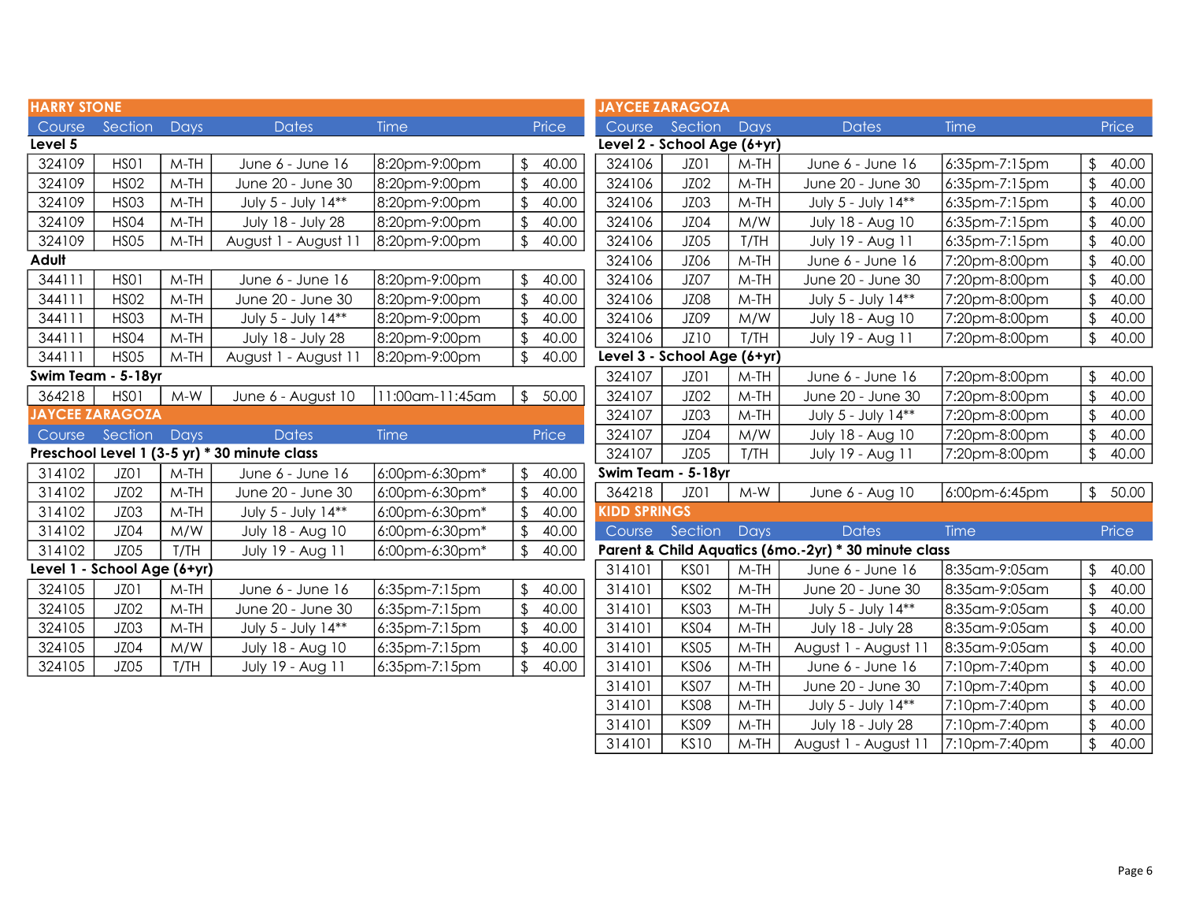## HARRY STONE

| Course | Section | Days | Dates | Time | Price |
|---|---|---|---|---|---|
| **Level 5** | | | | | |
| 324109 | HS01 | M-TH | June 6 - June 16 | 8:20pm-9:00pm | $ 40.00 |
| 324109 | HS02 | M-TH | June 20 - June 30 | 8:20pm-9:00pm | $ 40.00 |
| 324109 | HS03 | M-TH | July 5 - July 14** | 8:20pm-9:00pm | $ 40.00 |
| 324109 | HS04 | M-TH | July 18 - July 28 | 8:20pm-9:00pm | $ 40.00 |
| 324109 | HS05 | M-TH | August 1 - August 11 | 8:20pm-9:00pm | $ 40.00 |
| **Adult** | | | | | |
| 344111 | HS01 | M-TH | June 6 - June 16 | 8:20pm-9:00pm | $ 40.00 |
| 344111 | HS02 | M-TH | June 20 - June 30 | 8:20pm-9:00pm | $ 40.00 |
| 344111 | HS03 | M-TH | July 5 - July 14** | 8:20pm-9:00pm | $ 40.00 |
| 344111 | HS04 | M-TH | July 18 - July 28 | 8:20pm-9:00pm | $ 40.00 |
| 344111 | HS05 | M-TH | August 1 - August 11 | 8:20pm-9:00pm | $ 40.00 |
| **Swim Team - 5-18yr** | | | | | |
| 364218 | HS01 | M-W | June 6 - August 10 | 11:00am-11:45am | $ 50.00 |

## JAYCEE ZARAGOZA

| Course | Section | Days | Dates | Time | Price |
|---|---|---|---|---|---|
| **Preschool Level 1 (3-5 yr) * 30 minute class** | | | | | |
| 314102 | JZ01 | M-TH | June 6 - June 16 | 6:00pm-6:30pm* | $ 40.00 |
| 314102 | JZ02 | M-TH | June 20 - June 30 | 6:00pm-6:30pm* | $ 40.00 |
| 314102 | JZ03 | M-TH | July 5 - July 14** | 6:00pm-6:30pm* | $ 40.00 |
| 314102 | JZ04 | M/W | July 18 - Aug 10 | 6:00pm-6:30pm* | $ 40.00 |
| 314102 | JZ05 | T/TH | July 19 - Aug 11 | 6:00pm-6:30pm* | $ 40.00 |
| **Level 1 - School Age (6+yr)** | | | | | |
| 324105 | JZ01 | M-TH | June 6 - June 16 | 6:35pm-7:15pm | $ 40.00 |
| 324105 | JZ02 | M-TH | June 20 - June 30 | 6:35pm-7:15pm | $ 40.00 |
| 324105 | JZ03 | M-TH | July 5 - July 14** | 6:35pm-7:15pm | $ 40.00 |
| 324105 | JZ04 | M/W | July 18 - Aug 10 | 6:35pm-7:15pm | $ 40.00 |
| 324105 | JZ05 | T/TH | July 19 - Aug 11 | 6:35pm-7:15pm | $ 40.00 |

## JAYCEE ZARAGOZA

| Course | Section | Days | Dates | Time | Price |
|---|---|---|---|---|---|
| **Level 2 - School Age (6+yr)** | | | | | |
| 324106 | JZ01 | M-TH | June 6 - June 16 | 6:35pm-7:15pm | $ 40.00 |
| 324106 | JZ02 | M-TH | June 20 - June 30 | 6:35pm-7:15pm | $ 40.00 |
| 324106 | JZ03 | M-TH | July 5 - July 14** | 6:35pm-7:15pm | $ 40.00 |
| 324106 | JZ04 | M/W | July 18 - Aug 10 | 6:35pm-7:15pm | $ 40.00 |
| 324106 | JZ05 | T/TH | July 19 - Aug 11 | 6:35pm-7:15pm | $ 40.00 |
| 324106 | JZ06 | M-TH | June 6 - June 16 | 7:20pm-8:00pm | $ 40.00 |
| 324106 | JZ07 | M-TH | June 20 - June 30 | 7:20pm-8:00pm | $ 40.00 |
| 324106 | JZ08 | M-TH | July 5 - July 14** | 7:20pm-8:00pm | $ 40.00 |
| 324106 | JZ09 | M/W | July 18 - Aug 10 | 7:20pm-8:00pm | $ 40.00 |
| 324106 | JZ10 | T/TH | July 19 - Aug 11 | 7:20pm-8:00pm | $ 40.00 |
| **Level 3 - School Age (6+yr)** | | | | | |
| 324107 | JZ01 | M-TH | June 6 - June 16 | 7:20pm-8:00pm | $ 40.00 |
| 324107 | JZ02 | M-TH | June 20 - June 30 | 7:20pm-8:00pm | $ 40.00 |
| 324107 | JZ03 | M-TH | July 5 - July 14** | 7:20pm-8:00pm | $ 40.00 |
| 324107 | JZ04 | M/W | July 18 - Aug 10 | 7:20pm-8:00pm | $ 40.00 |
| 324107 | JZ05 | T/TH | July 19 - Aug 11 | 7:20pm-8:00pm | $ 40.00 |
| **Swim Team - 5-18yr** | | | | | |
| 364218 | JZ01 | M-W | June 6 - Aug 10 | 6:00pm-6:45pm | $ 50.00 |

## KIDD SPRINGS

| Course | Section | Days | Dates | Time | Price |
|---|---|---|---|---|---|
| **Parent & Child Aquatics (6mo.-2yr) * 30 minute class** | | | | | |
| 314101 | KS01 | M-TH | June 6 - June 16 | 8:35am-9:05am | $ 40.00 |
| 314101 | KS02 | M-TH | June 20 - June 30 | 8:35am-9:05am | $ 40.00 |
| 314101 | KS03 | M-TH | July 5 - July 14** | 8:35am-9:05am | $ 40.00 |
| 314101 | KS04 | M-TH | July 18 - July 28 | 8:35am-9:05am | $ 40.00 |
| 314101 | KS05 | M-TH | August 1 - August 11 | 8:35am-9:05am | $ 40.00 |
| 314101 | KS06 | M-TH | June 6 - June 16 | 7:10pm-7:40pm | $ 40.00 |
| 314101 | KS07 | M-TH | June 20 - June 30 | 7:10pm-7:40pm | $ 40.00 |
| 314101 | KS08 | M-TH | July 5 - July 14** | 7:10pm-7:40pm | $ 40.00 |
| 314101 | KS09 | M-TH | July 18 - July 28 | 7:10pm-7:40pm | $ 40.00 |
| 314101 | KS10 | M-TH | August 1 - August 11 | 7:10pm-7:40pm | $ 40.00 |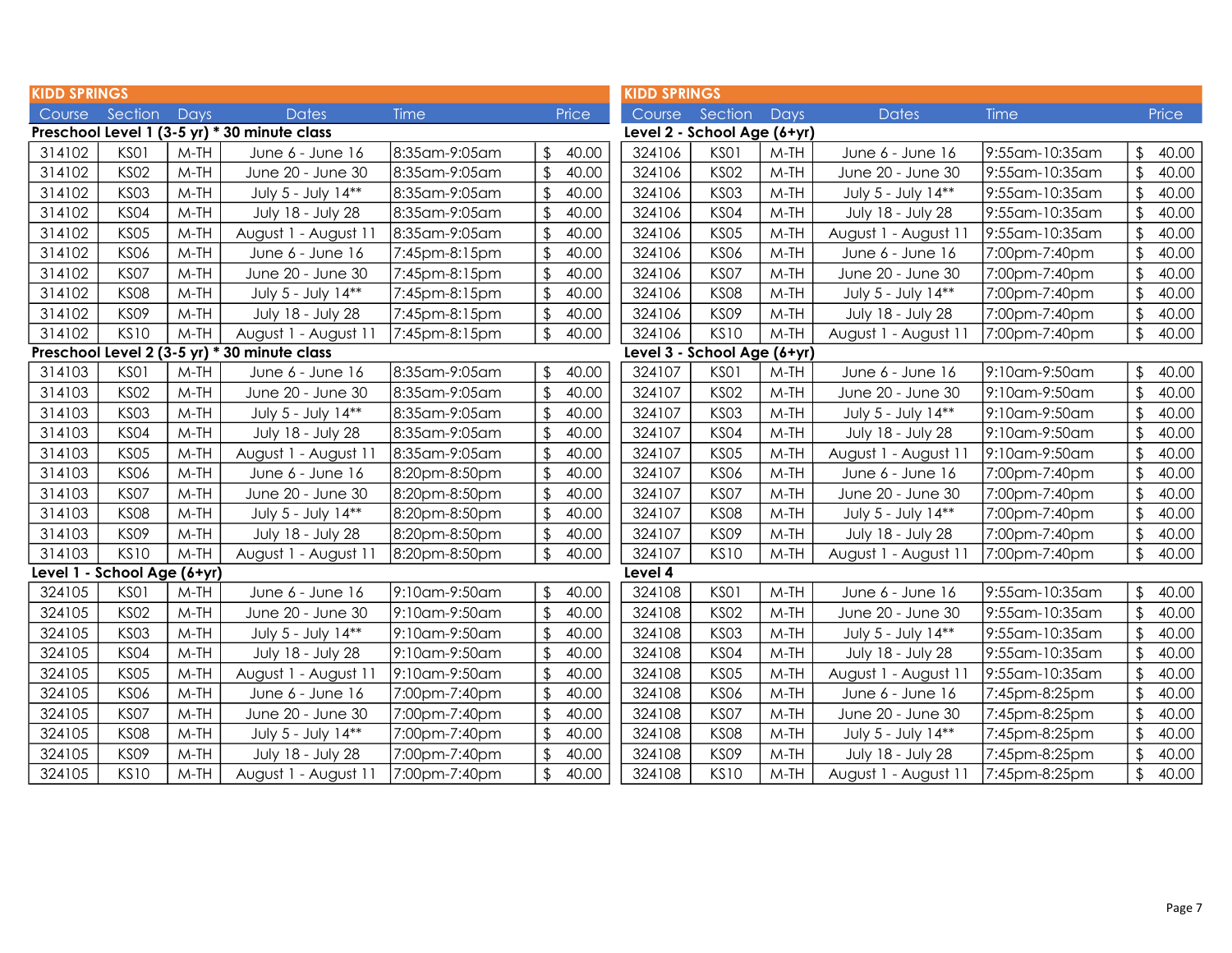## KIDD SPRINGS

| Course | Section | Days | Dates | Time | Price |
|---|---|---|---|---|---|
| **Preschool Level 1 (3-5 yr) * 30 minute class** | | | | | |
| 314102 | KS01 | M-TH | June 6 - June 16 | 8:35am-9:05am | $ 40.00 |
| 314102 | KS02 | M-TH | June 20 - June 30 | 8:35am-9:05am | $ 40.00 |
| 314102 | KS03 | M-TH | July 5 - July 14** | 8:35am-9:05am | $ 40.00 |
| 314102 | KS04 | M-TH | July 18 - July 28 | 8:35am-9:05am | $ 40.00 |
| 314102 | KS05 | M-TH | August 1 - August 11 | 8:35am-9:05am | $ 40.00 |
| 314102 | KS06 | M-TH | June 6 - June 16 | 7:45pm-8:15pm | $ 40.00 |
| 314102 | KS07 | M-TH | June 20 - June 30 | 7:45pm-8:15pm | $ 40.00 |
| 314102 | KS08 | M-TH | July 5 - July 14** | 7:45pm-8:15pm | $ 40.00 |
| 314102 | KS09 | M-TH | July 18 - July 28 | 7:45pm-8:15pm | $ 40.00 |
| 314102 | KS10 | M-TH | August 1 - August 11 | 7:45pm-8:15pm | $ 40.00 |
| **Preschool Level 2 (3-5 yr) * 30 minute class** | | | | | |
| 314103 | KS01 | M-TH | June 6 - June 16 | 8:35am-9:05am | $ 40.00 |
| 314103 | KS02 | M-TH | June 20 - June 30 | 8:35am-9:05am | $ 40.00 |
| 314103 | KS03 | M-TH | July 5 - July 14** | 8:35am-9:05am | $ 40.00 |
| 314103 | KS04 | M-TH | July 18 - July 28 | 8:35am-9:05am | $ 40.00 |
| 314103 | KS05 | M-TH | August 1 - August 11 | 8:35am-9:05am | $ 40.00 |
| 314103 | KS06 | M-TH | June 6 - June 16 | 8:20pm-8:50pm | $ 40.00 |
| 314103 | KS07 | M-TH | June 20 - June 30 | 8:20pm-8:50pm | $ 40.00 |
| 314103 | KS08 | M-TH | July 5 - July 14** | 8:20pm-8:50pm | $ 40.00 |
| 314103 | KS09 | M-TH | July 18 - July 28 | 8:20pm-8:50pm | $ 40.00 |
| 314103 | KS10 | M-TH | August 1 - August 11 | 8:20pm-8:50pm | $ 40.00 |
| **Level 1 - School Age (6+yr)** | | | | | |
| 324105 | KS01 | M-TH | June 6 - June 16 | 9:10am-9:50am | $ 40.00 |
| 324105 | KS02 | M-TH | June 20 - June 30 | 9:10am-9:50am | $ 40.00 |
| 324105 | KS03 | M-TH | July 5 - July 14** | 9:10am-9:50am | $ 40.00 |
| 324105 | KS04 | M-TH | July 18 - July 28 | 9:10am-9:50am | $ 40.00 |
| 324105 | KS05 | M-TH | August 1 - August 11 | 9:10am-9:50am | $ 40.00 |
| 324105 | KS06 | M-TH | June 6 - June 16 | 7:00pm-7:40pm | $ 40.00 |
| 324105 | KS07 | M-TH | June 20 - June 30 | 7:00pm-7:40pm | $ 40.00 |
| 324105 | KS08 | M-TH | July 5 - July 14** | 7:00pm-7:40pm | $ 40.00 |
| 324105 | KS09 | M-TH | July 18 - July 28 | 7:00pm-7:40pm | $ 40.00 |
| 324105 | KS10 | M-TH | August 1 - August 11 | 7:00pm-7:40pm | $ 40.00 |

## KIDD SPRINGS

| Course | Section | Days | Dates | Time | Price |
|---|---|---|---|---|---|
| **Level 2 - School Age (6+yr)** | | | | | |
| 324106 | KS01 | M-TH | June 6 - June 16 | 9:55am-10:35am | $ 40.00 |
| 324106 | KS02 | M-TH | June 20 - June 30 | 9:55am-10:35am | $ 40.00 |
| 324106 | KS03 | M-TH | July 5 - July 14** | 9:55am-10:35am | $ 40.00 |
| 324106 | KS04 | M-TH | July 18 - July 28 | 9:55am-10:35am | $ 40.00 |
| 324106 | KS05 | M-TH | August 1 - August 11 | 9:55am-10:35am | $ 40.00 |
| 324106 | KS06 | M-TH | June 6 - June 16 | 7:00pm-7:40pm | $ 40.00 |
| 324106 | KS07 | M-TH | June 20 - June 30 | 7:00pm-7:40pm | $ 40.00 |
| 324106 | KS08 | M-TH | July 5 - July 14** | 7:00pm-7:40pm | $ 40.00 |
| 324106 | KS09 | M-TH | July 18 - July 28 | 7:00pm-7:40pm | $ 40.00 |
| 324106 | KS10 | M-TH | August 1 - August 11 | 7:00pm-7:40pm | $ 40.00 |
| **Level 3 - School Age (6+yr)** | | | | | |
| 324107 | KS01 | M-TH | June 6 - June 16 | 9:10am-9:50am | $ 40.00 |
| 324107 | KS02 | M-TH | June 20 - June 30 | 9:10am-9:50am | $ 40.00 |
| 324107 | KS03 | M-TH | July 5 - July 14** | 9:10am-9:50am | $ 40.00 |
| 324107 | KS04 | M-TH | July 18 - July 28 | 9:10am-9:50am | $ 40.00 |
| 324107 | KS05 | M-TH | August 1 - August 11 | 9:10am-9:50am | $ 40.00 |
| 324107 | KS06 | M-TH | June 6 - June 16 | 7:00pm-7:40pm | $ 40.00 |
| 324107 | KS07 | M-TH | June 20 - June 30 | 7:00pm-7:40pm | $ 40.00 |
| 324107 | KS08 | M-TH | July 5 - July 14** | 7:00pm-7:40pm | $ 40.00 |
| 324107 | KS09 | M-TH | July 18 - July 28 | 7:00pm-7:40pm | $ 40.00 |
| 324107 | KS10 | M-TH | August 1 - August 11 | 7:00pm-7:40pm | $ 40.00 |
| **Level 4** | | | | | |
| 324108 | KS01 | M-TH | June 6 - June 16 | 9:55am-10:35am | $ 40.00 |
| 324108 | KS02 | M-TH | June 20 - June 30 | 9:55am-10:35am | $ 40.00 |
| 324108 | KS03 | M-TH | July 5 - July 14** | 9:55am-10:35am | $ 40.00 |
| 324108 | KS04 | M-TH | July 18 - July 28 | 9:55am-10:35am | $ 40.00 |
| 324108 | KS05 | M-TH | August 1 - August 11 | 9:55am-10:35am | $ 40.00 |
| 324108 | KS06 | M-TH | June 6 - June 16 | 7:45pm-8:25pm | $ 40.00 |
| 324108 | KS07 | M-TH | June 20 - June 30 | 7:45pm-8:25pm | $ 40.00 |
| 324108 | KS08 | M-TH | July 5 - July 14** | 7:45pm-8:25pm | $ 40.00 |
| 324108 | KS09 | M-TH | July 18 - July 28 | 7:45pm-8:25pm | $ 40.00 |
| 324108 | KS10 | M-TH | August 1 - August 11 | 7:45pm-8:25pm | $ 40.00 |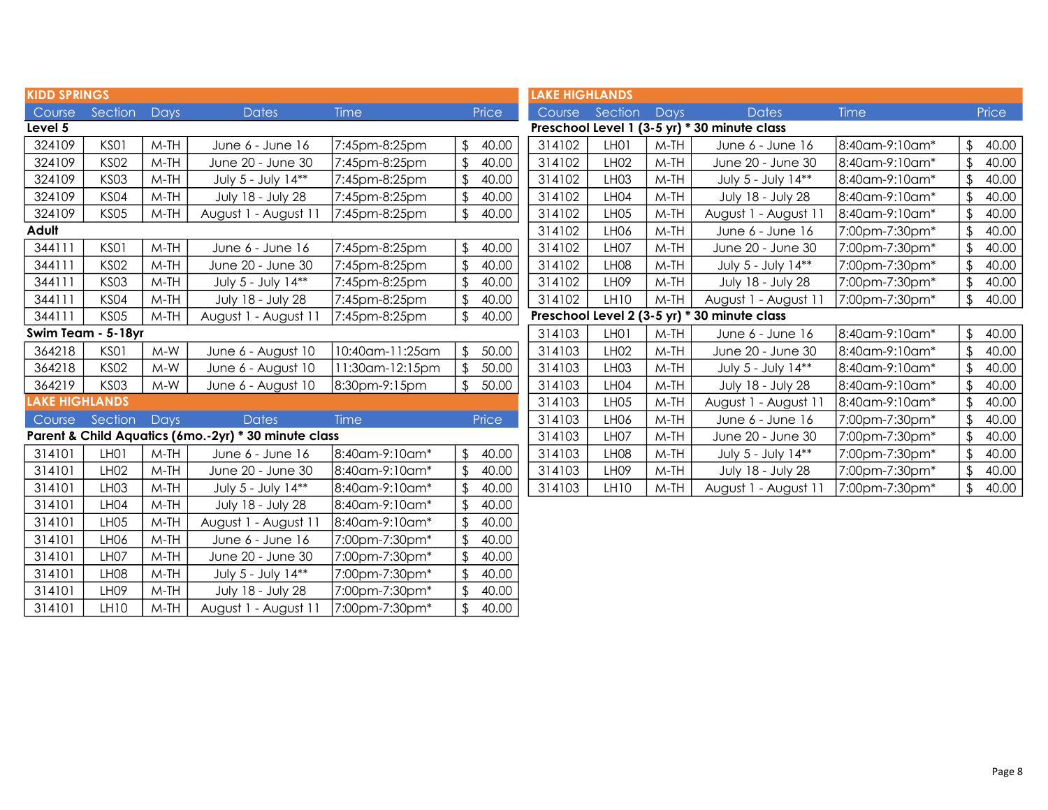## KIDD SPRINGS

| Course | Section | Days | Dates | Time | Price |
|---|---|---|---|---|---|
| **Level 5** | | | | | |
| 324109 | KS01 | M-TH | June 6 - June 16 | 7:45pm-8:25pm | $ 40.00 |
| 324109 | KS02 | M-TH | June 20 - June 30 | 7:45pm-8:25pm | $ 40.00 |
| 324109 | KS03 | M-TH | July 5 - July 14** | 7:45pm-8:25pm | $ 40.00 |
| 324109 | KS04 | M-TH | July 18 - July 28 | 7:45pm-8:25pm | $ 40.00 |
| 324109 | KS05 | M-TH | August 1 - August 11 | 7:45pm-8:25pm | $ 40.00 |
| **Adult** | | | | | |
| 344111 | KS01 | M-TH | June 6 - June 16 | 7:45pm-8:25pm | $ 40.00 |
| 344111 | KS02 | M-TH | June 20 - June 30 | 7:45pm-8:25pm | $ 40.00 |
| 344111 | KS03 | M-TH | July 5 - July 14** | 7:45pm-8:25pm | $ 40.00 |
| 344111 | KS04 | M-TH | July 18 - July 28 | 7:45pm-8:25pm | $ 40.00 |
| 344111 | KS05 | M-TH | August 1 - August 11 | 7:45pm-8:25pm | $ 40.00 |
| **Swim Team - 5-18yr** | | | | | |
| 364218 | KS01 | M-W | June 6 - August 10 | 10:40am-11:25am | $ 50.00 |
| 364218 | KS02 | M-W | June 6 - August 10 | 11:30am-12:15pm | $ 50.00 |
| 364219 | KS03 | M-W | June 6 - August 10 | 8:30pm-9:15pm | $ 50.00 |

## LAKE HIGHLANDS

| Course | Section | Days | Dates | Time | Price |
|---|---|---|---|---|---|
| **Parent & Child Aquatics (6mo.-2yr) * 30 minute class** | | | | | |
| 314101 | LH01 | M-TH | June 6 - June 16 | 8:40am-9:10am* | $ 40.00 |
| 314101 | LH02 | M-TH | June 20 - June 30 | 8:40am-9:10am* | $ 40.00 |
| 314101 | LH03 | M-TH | July 5 - July 14** | 8:40am-9:10am* | $ 40.00 |
| 314101 | LH04 | M-TH | July 18 - July 28 | 8:40am-9:10am* | $ 40.00 |
| 314101 | LH05 | M-TH | August 1 - August 11 | 8:40am-9:10am* | $ 40.00 |
| 314101 | LH06 | M-TH | June 6 - June 16 | 7:00pm-7:30pm* | $ 40.00 |
| 314101 | LH07 | M-TH | June 20 - June 30 | 7:00pm-7:30pm* | $ 40.00 |
| 314101 | LH08 | M-TH | July 5 - July 14** | 7:00pm-7:30pm* | $ 40.00 |
| 314101 | LH09 | M-TH | July 18 - July 28 | 7:00pm-7:30pm* | $ 40.00 |
| 314101 | LH10 | M-TH | August 1 - August 11 | 7:00pm-7:30pm* | $ 40.00 |

## LAKE HIGHLANDS

| Course | Section | Days | Dates | Time | Price |
|---|---|---|---|---|---|
| **Preschool Level 1 (3-5 yr) * 30 minute class** | | | | | |
| 314102 | LH01 | M-TH | June 6 - June 16 | 8:40am-9:10am* | $ 40.00 |
| 314102 | LH02 | M-TH | June 20 - June 30 | 8:40am-9:10am* | $ 40.00 |
| 314102 | LH03 | M-TH | July 5 - July 14** | 8:40am-9:10am* | $ 40.00 |
| 314102 | LH04 | M-TH | July 18 - July 28 | 8:40am-9:10am* | $ 40.00 |
| 314102 | LH05 | M-TH | August 1 - August 11 | 8:40am-9:10am* | $ 40.00 |
| 314102 | LH06 | M-TH | June 6 - June 16 | 7:00pm-7:30pm* | $ 40.00 |
| 314102 | LH07 | M-TH | June 20 - June 30 | 7:00pm-7:30pm* | $ 40.00 |
| 314102 | LH08 | M-TH | July 5 - July 14** | 7:00pm-7:30pm* | $ 40.00 |
| 314102 | LH09 | M-TH | July 18 - July 28 | 7:00pm-7:30pm* | $ 40.00 |
| 314102 | LH10 | M-TH | August 1 - August 11 | 7:00pm-7:30pm* | $ 40.00 |
| **Preschool Level 2 (3-5 yr) * 30 minute class** | | | | | |
| 314103 | LH01 | M-TH | June 6 - June 16 | 8:40am-9:10am* | $ 40.00 |
| 314103 | LH02 | M-TH | June 20 - June 30 | 8:40am-9:10am* | $ 40.00 |
| 314103 | LH03 | M-TH | July 5 - July 14** | 8:40am-9:10am* | $ 40.00 |
| 314103 | LH04 | M-TH | July 18 - July 28 | 8:40am-9:10am* | $ 40.00 |
| 314103 | LH05 | M-TH | August 1 - August 11 | 8:40am-9:10am* | $ 40.00 |
| 314103 | LH06 | M-TH | June 6 - June 16 | 7:00pm-7:30pm* | $ 40.00 |
| 314103 | LH07 | M-TH | June 20 - June 30 | 7:00pm-7:30pm* | $ 40.00 |
| 314103 | LH08 | M-TH | July 5 - July 14** | 7:00pm-7:30pm* | $ 40.00 |
| 314103 | LH09 | M-TH | July 18 - July 28 | 7:00pm-7:30pm* | $ 40.00 |
| 314103 | LH10 | M-TH | August 1 - August 11 | 7:00pm-7:30pm* | $ 40.00 |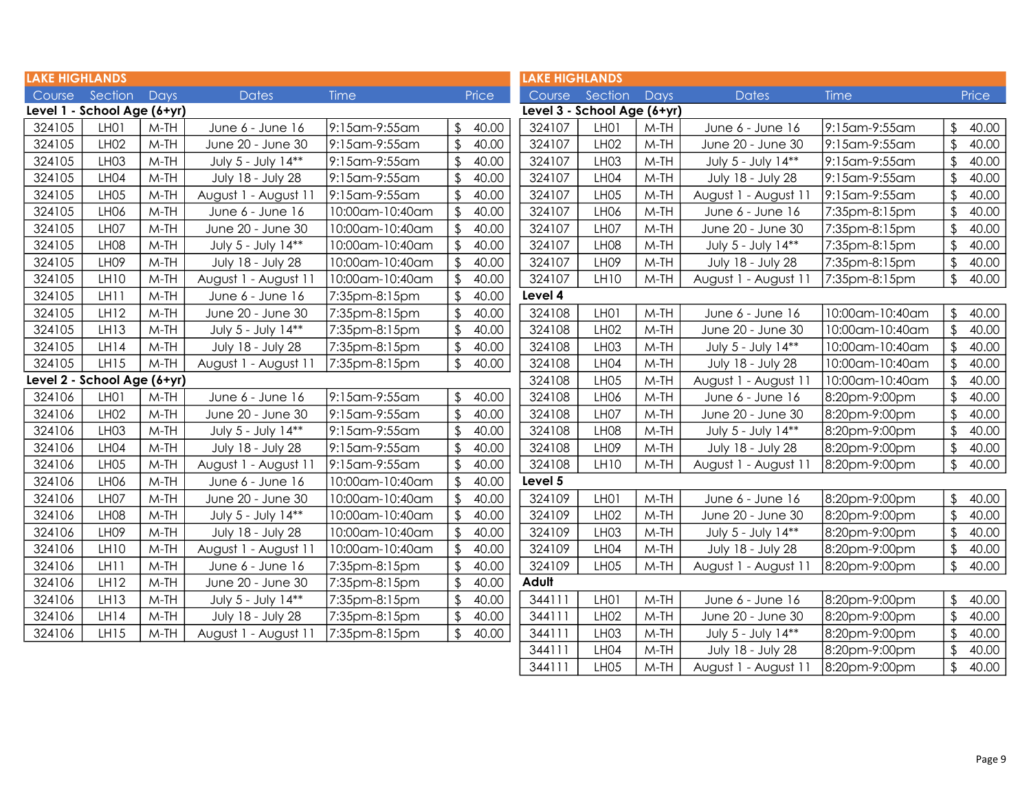## LAKE HIGHLANDS

| Course | Section | Days | Dates | Time | Price |
|---|---|---|---|---|---|
| **Level 1 - School Age (6+yr)** | | | | | |
| 324105 | LH01 | M-TH | June 6 - June 16 | 9:15am-9:55am | $ 40.00 |
| 324105 | LH02 | M-TH | June 20 - June 30 | 9:15am-9:55am | $ 40.00 |
| 324105 | LH03 | M-TH | July 5 - July 14** | 9:15am-9:55am | $ 40.00 |
| 324105 | LH04 | M-TH | July 18 - July 28 | 9:15am-9:55am | $ 40.00 |
| 324105 | LH05 | M-TH | August 1 - August 11 | 9:15am-9:55am | $ 40.00 |
| 324105 | LH06 | M-TH | June 6 - June 16 | 10:00am-10:40am | $ 40.00 |
| 324105 | LH07 | M-TH | June 20 - June 30 | 10:00am-10:40am | $ 40.00 |
| 324105 | LH08 | M-TH | July 5 - July 14** | 10:00am-10:40am | $ 40.00 |
| 324105 | LH09 | M-TH | July 18 - July 28 | 10:00am-10:40am | $ 40.00 |
| 324105 | LH10 | M-TH | August 1 - August 11 | 10:00am-10:40am | $ 40.00 |
| 324105 | LH11 | M-TH | June 6 - June 16 | 7:35pm-8:15pm | $ 40.00 |
| 324105 | LH12 | M-TH | June 20 - June 30 | 7:35pm-8:15pm | $ 40.00 |
| 324105 | LH13 | M-TH | July 5 - July 14** | 7:35pm-8:15pm | $ 40.00 |
| 324105 | LH14 | M-TH | July 18 - July 28 | 7:35pm-8:15pm | $ 40.00 |
| 324105 | LH15 | M-TH | August 1 - August 11 | 7:35pm-8:15pm | $ 40.00 |
| **Level 2 - School Age (6+yr)** | | | | | |
| 324106 | LH01 | M-TH | June 6 - June 16 | 9:15am-9:55am | $ 40.00 |
| 324106 | LH02 | M-TH | June 20 - June 30 | 9:15am-9:55am | $ 40.00 |
| 324106 | LH03 | M-TH | July 5 - July 14** | 9:15am-9:55am | $ 40.00 |
| 324106 | LH04 | M-TH | July 18 - July 28 | 9:15am-9:55am | $ 40.00 |
| 324106 | LH05 | M-TH | August 1 - August 11 | 9:15am-9:55am | $ 40.00 |
| 324106 | LH06 | M-TH | June 6 - June 16 | 10:00am-10:40am | $ 40.00 |
| 324106 | LH07 | M-TH | June 20 - June 30 | 10:00am-10:40am | $ 40.00 |
| 324106 | LH08 | M-TH | July 5 - July 14** | 10:00am-10:40am | $ 40.00 |
| 324106 | LH09 | M-TH | July 18 - July 28 | 10:00am-10:40am | $ 40.00 |
| 324106 | LH10 | M-TH | August 1 - August 11 | 10:00am-10:40am | $ 40.00 |
| 324106 | LH11 | M-TH | June 6 - June 16 | 7:35pm-8:15pm | $ 40.00 |
| 324106 | LH12 | M-TH | June 20 - June 30 | 7:35pm-8:15pm | $ 40.00 |
| 324106 | LH13 | M-TH | July 5 - July 14** | 7:35pm-8:15pm | $ 40.00 |
| 324106 | LH14 | M-TH | July 18 - July 28 | 7:35pm-8:15pm | $ 40.00 |
| 324106 | LH15 | M-TH | August 1 - August 11 | 7:35pm-8:15pm | $ 40.00 |

## LAKE HIGHLANDS

| Course | Section | Days | Dates | Time | Price |
|---|---|---|---|---|---|
| **Level 3 - School Age (6+yr)** | | | | | |
| 324107 | LH01 | M-TH | June 6 - June 16 | 9:15am-9:55am | $ 40.00 |
| 324107 | LH02 | M-TH | June 20 - June 30 | 9:15am-9:55am | $ 40.00 |
| 324107 | LH03 | M-TH | July 5 - July 14** | 9:15am-9:55am | $ 40.00 |
| 324107 | LH04 | M-TH | July 18 - July 28 | 9:15am-9:55am | $ 40.00 |
| 324107 | LH05 | M-TH | August 1 - August 11 | 9:15am-9:55am | $ 40.00 |
| 324107 | LH06 | M-TH | June 6 - June 16 | 7:35pm-8:15pm | $ 40.00 |
| 324107 | LH07 | M-TH | June 20 - June 30 | 7:35pm-8:15pm | $ 40.00 |
| 324107 | LH08 | M-TH | July 5 - July 14** | 7:35pm-8:15pm | $ 40.00 |
| 324107 | LH09 | M-TH | July 18 - July 28 | 7:35pm-8:15pm | $ 40.00 |
| 324107 | LH10 | M-TH | August 1 - August 11 | 7:35pm-8:15pm | $ 40.00 |
| **Level 4** | | | | | |
| 324108 | LH01 | M-TH | June 6 - June 16 | 10:00am-10:40am | $ 40.00 |
| 324108 | LH02 | M-TH | June 20 - June 30 | 10:00am-10:40am | $ 40.00 |
| 324108 | LH03 | M-TH | July 5 - July 14** | 10:00am-10:40am | $ 40.00 |
| 324108 | LH04 | M-TH | July 18 - July 28 | 10:00am-10:40am | $ 40.00 |
| 324108 | LH05 | M-TH | August 1 - August 11 | 10:00am-10:40am | $ 40.00 |
| 324108 | LH06 | M-TH | June 6 - June 16 | 8:20pm-9:00pm | $ 40.00 |
| 324108 | LH07 | M-TH | June 20 - June 30 | 8:20pm-9:00pm | $ 40.00 |
| 324108 | LH08 | M-TH | July 5 - July 14** | 8:20pm-9:00pm | $ 40.00 |
| 324108 | LH09 | M-TH | July 18 - July 28 | 8:20pm-9:00pm | $ 40.00 |
| 324108 | LH10 | M-TH | August 1 - August 11 | 8:20pm-9:00pm | $ 40.00 |
| **Level 5** | | | | | |
| 324109 | LH01 | M-TH | June 6 - June 16 | 8:20pm-9:00pm | $ 40.00 |
| 324109 | LH02 | M-TH | June 20 - June 30 | 8:20pm-9:00pm | $ 40.00 |
| 324109 | LH03 | M-TH | July 5 - July 14** | 8:20pm-9:00pm | $ 40.00 |
| 324109 | LH04 | M-TH | July 18 - July 28 | 8:20pm-9:00pm | $ 40.00 |
| 324109 | LH05 | M-TH | August 1 - August 11 | 8:20pm-9:00pm | $ 40.00 |
| **Adult** | | | | | |
| 344111 | LH01 | M-TH | June 6 - June 16 | 8:20pm-9:00pm | $ 40.00 |
| 344111 | LH02 | M-TH | June 20 - June 30 | 8:20pm-9:00pm | $ 40.00 |
| 344111 | LH03 | M-TH | July 5 - July 14** | 8:20pm-9:00pm | $ 40.00 |
| 344111 | LH04 | M-TH | July 18 - July 28 | 8:20pm-9:00pm | $ 40.00 |
| 344111 | LH05 | M-TH | August 1 - August 11 | 8:20pm-9:00pm | $ 40.00 |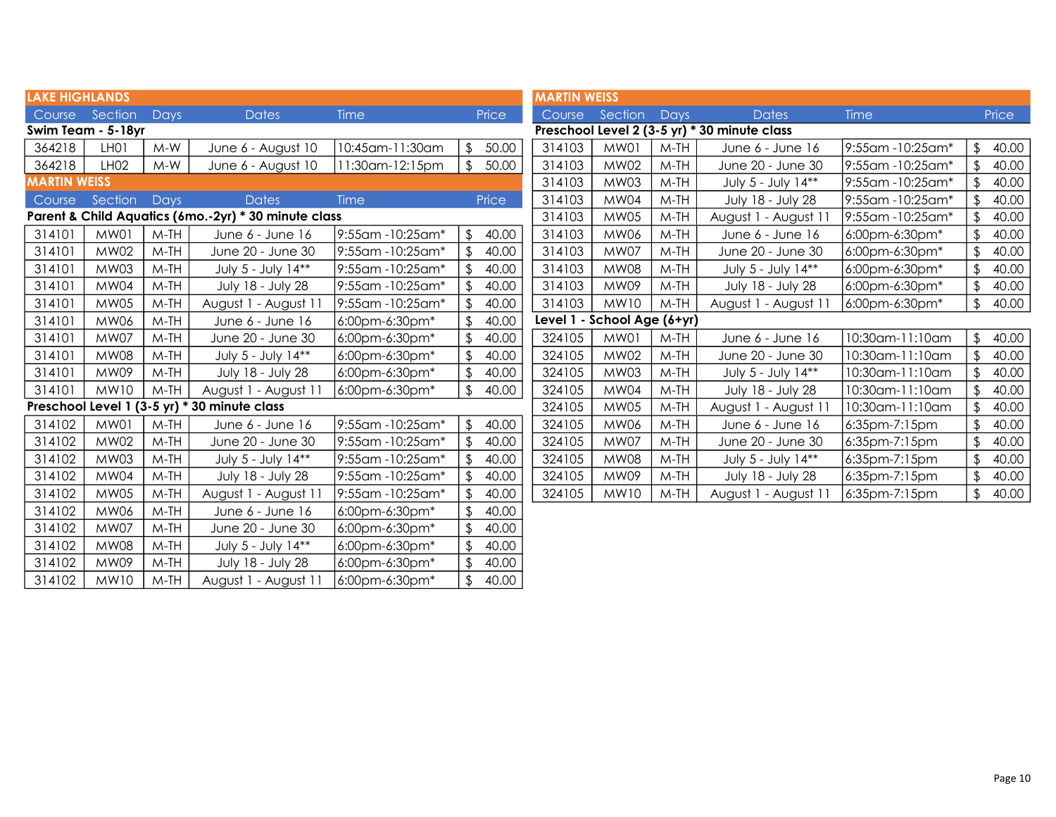## LAKE HIGHLANDS

| Course | Section | Days | Dates | Time | Price |
|---|---|---|---|---|---|
| **Swim Team - 5-18yr** | | | | | |
| 364218 | LH01 | M-W | June 6 - August 10 | 10:45am-11:30am | $ 50.00 |
| 364218 | LH02 | M-W | June 6 - August 10 | 11:30am-12:15pm | $ 50.00 |

## MARTIN WEISS

| Course | Section | Days | Dates | Time | Price |
|---|---|---|---|---|---|
| **Parent & Child Aquatics (6mo.-2yr) * 30 minute class** | | | | | |
| 314101 | MW01 | M-TH | June 6 - June 16 | 9:55am -10:25am* | $ 40.00 |
| 314101 | MW02 | M-TH | June 20 - June 30 | 9:55am -10:25am* | $ 40.00 |
| 314101 | MW03 | M-TH | July 5 - July 14** | 9:55am -10:25am* | $ 40.00 |
| 314101 | MW04 | M-TH | July 18 - July 28 | 9:55am -10:25am* | $ 40.00 |
| 314101 | MW05 | M-TH | August 1 - August 11 | 9:55am -10:25am* | $ 40.00 |
| 314101 | MW06 | M-TH | June 6 - June 16 | 6:00pm-6:30pm* | $ 40.00 |
| 314101 | MW07 | M-TH | June 20 - June 30 | 6:00pm-6:30pm* | $ 40.00 |
| 314101 | MW08 | M-TH | July 5 - July 14** | 6:00pm-6:30pm* | $ 40.00 |
| 314101 | MW09 | M-TH | July 18 - July 28 | 6:00pm-6:30pm* | $ 40.00 |
| 314101 | MW10 | M-TH | August 1 - August 11 | 6:00pm-6:30pm* | $ 40.00 |
| **Preschool Level 1 (3-5 yr) * 30 minute class** | | | | | |
| 314102 | MW01 | M-TH | June 6 - June 16 | 9:55am -10:25am* | $ 40.00 |
| 314102 | MW02 | M-TH | June 20 - June 30 | 9:55am -10:25am* | $ 40.00 |
| 314102 | MW03 | M-TH | July 5 - July 14** | 9:55am -10:25am* | $ 40.00 |
| 314102 | MW04 | M-TH | July 18 - July 28 | 9:55am -10:25am* | $ 40.00 |
| 314102 | MW05 | M-TH | August 1 - August 11 | 9:55am -10:25am* | $ 40.00 |
| 314102 | MW06 | M-TH | June 6 - June 16 | 6:00pm-6:30pm* | $ 40.00 |
| 314102 | MW07 | M-TH | June 20 - June 30 | 6:00pm-6:30pm* | $ 40.00 |
| 314102 | MW08 | M-TH | July 5 - July 14** | 6:00pm-6:30pm* | $ 40.00 |
| 314102 | MW09 | M-TH | July 18 - July 28 | 6:00pm-6:30pm* | $ 40.00 |
| 314102 | MW10 | M-TH | August 1 - August 11 | 6:00pm-6:30pm* | $ 40.00 |

## MARTIN WEISS

| Course | Section | Days | Dates | Time | Price |
|---|---|---|---|---|---|
| **Preschool Level 2 (3-5 yr) * 30 minute class** | | | | | |
| 314103 | MW01 | M-TH | June 6 - June 16 | 9:55am -10:25am* | $ 40.00 |
| 314103 | MW02 | M-TH | June 20 - June 30 | 9:55am -10:25am* | $ 40.00 |
| 314103 | MW03 | M-TH | July 5 - July 14** | 9:55am -10:25am* | $ 40.00 |
| 314103 | MW04 | M-TH | July 18 - July 28 | 9:55am -10:25am* | $ 40.00 |
| 314103 | MW05 | M-TH | August 1 - August 11 | 9:55am -10:25am* | $ 40.00 |
| 314103 | MW06 | M-TH | June 6 - June 16 | 6:00pm-6:30pm* | $ 40.00 |
| 314103 | MW07 | M-TH | June 20 - June 30 | 6:00pm-6:30pm* | $ 40.00 |
| 314103 | MW08 | M-TH | July 5 - July 14** | 6:00pm-6:30pm* | $ 40.00 |
| 314103 | MW09 | M-TH | July 18 - July 28 | 6:00pm-6:30pm* | $ 40.00 |
| 314103 | MW10 | M-TH | August 1 - August 11 | 6:00pm-6:30pm* | $ 40.00 |
| **Level 1 - School Age (6+yr)** | | | | | |
| 324105 | MW01 | M-TH | June 6 - June 16 | 10:30am-11:10am | $ 40.00 |
| 324105 | MW02 | M-TH | June 20 - June 30 | 10:30am-11:10am | $ 40.00 |
| 324105 | MW03 | M-TH | July 5 - July 14** | 10:30am-11:10am | $ 40.00 |
| 324105 | MW04 | M-TH | July 18 - July 28 | 10:30am-11:10am | $ 40.00 |
| 324105 | MW05 | M-TH | August 1 - August 11 | 10:30am-11:10am | $ 40.00 |
| 324105 | MW06 | M-TH | June 6 - June 16 | 6:35pm-7:15pm | $ 40.00 |
| 324105 | MW07 | M-TH | June 20 - June 30 | 6:35pm-7:15pm | $ 40.00 |
| 324105 | MW08 | M-TH | July 5 - July 14** | 6:35pm-7:15pm | $ 40.00 |
| 324105 | MW09 | M-TH | July 18 - July 28 | 6:35pm-7:15pm | $ 40.00 |
| 324105 | MW10 | M-TH | August 1 - August 11 | 6:35pm-7:15pm | $ 40.00 |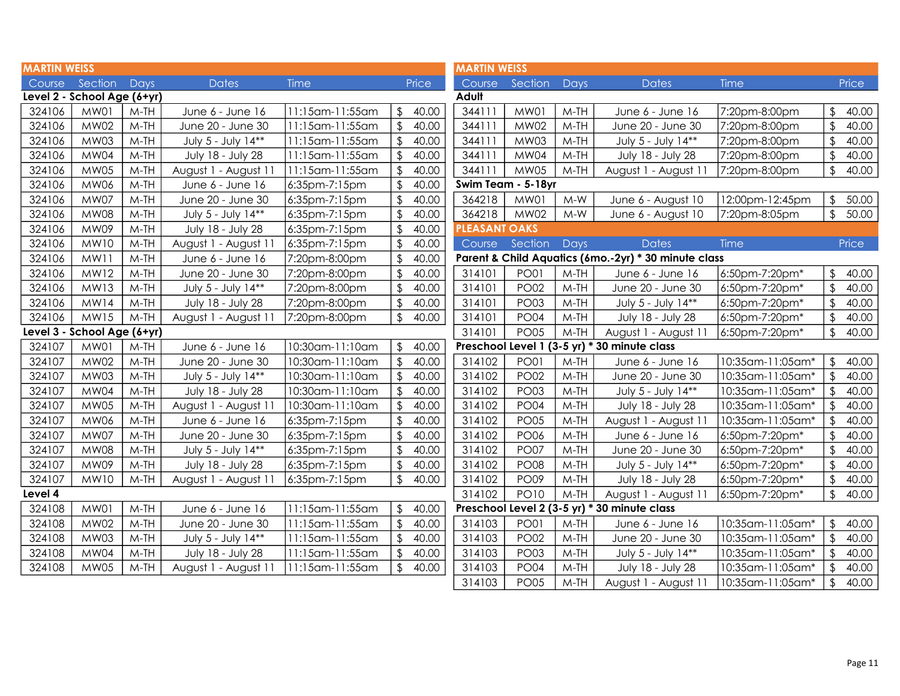## MARTIN WEISS

### Level 2 - School Age (6+yr)

| Course | Section | Days | Dates | Time | Price |
|---|---|---|---|---|---|
| 324106 | MW01 | M-TH | June 6 - June 16 | 11:15am-11:55am | $ 40.00 |
| 324106 | MW02 | M-TH | June 20 - June 30 | 11:15am-11:55am | $ 40.00 |
| 324106 | MW03 | M-TH | July 5 - July 14** | 11:15am-11:55am | $ 40.00 |
| 324106 | MW04 | M-TH | July 18 - July 28 | 11:15am-11:55am | $ 40.00 |
| 324106 | MW05 | M-TH | August 1 - August 11 | 11:15am-11:55am | $ 40.00 |
| 324106 | MW06 | M-TH | June 6 - June 16 | 6:35pm-7:15pm | $ 40.00 |
| 324106 | MW07 | M-TH | June 20 - June 30 | 6:35pm-7:15pm | $ 40.00 |
| 324106 | MW08 | M-TH | July 5 - July 14** | 6:35pm-7:15pm | $ 40.00 |
| 324106 | MW09 | M-TH | July 18 - July 28 | 6:35pm-7:15pm | $ 40.00 |
| 324106 | MW10 | M-TH | August 1 - August 11 | 6:35pm-7:15pm | $ 40.00 |
| 324106 | MW11 | M-TH | June 6 - June 16 | 7:20pm-8:00pm | $ 40.00 |
| 324106 | MW12 | M-TH | June 20 - June 30 | 7:20pm-8:00pm | $ 40.00 |
| 324106 | MW13 | M-TH | July 5 - July 14** | 7:20pm-8:00pm | $ 40.00 |
| 324106 | MW14 | M-TH | July 18 - July 28 | 7:20pm-8:00pm | $ 40.00 |
| 324106 | MW15 | M-TH | August 1 - August 11 | 7:20pm-8:00pm | $ 40.00 |

### Level 3 - School Age (6+yr)

| Course | Section | Days | Dates | Time | Price |
|---|---|---|---|---|---|
| 324107 | MW01 | M-TH | June 6 - June 16 | 10:30am-11:10am | $ 40.00 |
| 324107 | MW02 | M-TH | June 20 - June 30 | 10:30am-11:10am | $ 40.00 |
| 324107 | MW03 | M-TH | July 5 - July 14** | 10:30am-11:10am | $ 40.00 |
| 324107 | MW04 | M-TH | July 18 - July 28 | 10:30am-11:10am | $ 40.00 |
| 324107 | MW05 | M-TH | August 1 - August 11 | 10:30am-11:10am | $ 40.00 |
| 324107 | MW06 | M-TH | June 6 - June 16 | 6:35pm-7:15pm | $ 40.00 |
| 324107 | MW07 | M-TH | June 20 - June 30 | 6:35pm-7:15pm | $ 40.00 |
| 324107 | MW08 | M-TH | July 5 - July 14** | 6:35pm-7:15pm | $ 40.00 |
| 324107 | MW09 | M-TH | July 18 - July 28 | 6:35pm-7:15pm | $ 40.00 |
| 324107 | MW10 | M-TH | August 1 - August 11 | 6:35pm-7:15pm | $ 40.00 |

### Level 4

| Course | Section | Days | Dates | Time | Price |
|---|---|---|---|---|---|
| 324108 | MW01 | M-TH | June 6 - June 16 | 11:15am-11:55am | $ 40.00 |
| 324108 | MW02 | M-TH | June 20 - June 30 | 11:15am-11:55am | $ 40.00 |
| 324108 | MW03 | M-TH | July 5 - July 14** | 11:15am-11:55am | $ 40.00 |
| 324108 | MW04 | M-TH | July 18 - July 28 | 11:15am-11:55am | $ 40.00 |
| 324108 | MW05 | M-TH | August 1 - August 11 | 11:15am-11:55am | $ 40.00 |

## MARTIN WEISS

### Adult

| Course | Section | Days | Dates | Time | Price |
|---|---|---|---|---|---|
| 344111 | MW01 | M-TH | June 6 - June 16 | 7:20pm-8:00pm | $ 40.00 |
| 344111 | MW02 | M-TH | June 20 - June 30 | 7:20pm-8:00pm | $ 40.00 |
| 344111 | MW03 | M-TH | July 5 - July 14** | 7:20pm-8:00pm | $ 40.00 |
| 344111 | MW04 | M-TH | July 18 - July 28 | 7:20pm-8:00pm | $ 40.00 |
| 344111 | MW05 | M-TH | August 1 - August 11 | 7:20pm-8:00pm | $ 40.00 |

### Swim Team - 5-18yr

| Course | Section | Days | Dates | Time | Price |
|---|---|---|---|---|---|
| 364218 | MW01 | M-W | June 6 - August 10 | 12:00pm-12:45pm | $ 50.00 |
| 364218 | MW02 | M-W | June 6 - August 10 | 7:20pm-8:05pm | $ 50.00 |

## PLEASANT OAKS

### Parent & Child Aquatics (6mo.-2yr) * 30 minute class

| Course | Section | Days | Dates | Time | Price |
|---|---|---|---|---|---|
| 314101 | PO01 | M-TH | June 6 - June 16 | 6:50pm-7:20pm* | $ 40.00 |
| 314101 | PO02 | M-TH | June 20 - June 30 | 6:50pm-7:20pm* | $ 40.00 |
| 314101 | PO03 | M-TH | July 5 - July 14** | 6:50pm-7:20pm* | $ 40.00 |
| 314101 | PO04 | M-TH | July 18 - July 28 | 6:50pm-7:20pm* | $ 40.00 |
| 314101 | PO05 | M-TH | August 1 - August 11 | 6:50pm-7:20pm* | $ 40.00 |

### Preschool Level 1 (3-5 yr) * 30 minute class

| Course | Section | Days | Dates | Time | Price |
|---|---|---|---|---|---|
| 314102 | PO01 | M-TH | June 6 - June 16 | 10:35am-11:05am* | $ 40.00 |
| 314102 | PO02 | M-TH | June 20 - June 30 | 10:35am-11:05am* | $ 40.00 |
| 314102 | PO03 | M-TH | July 5 - July 14** | 10:35am-11:05am* | $ 40.00 |
| 314102 | PO04 | M-TH | July 18 - July 28 | 10:35am-11:05am* | $ 40.00 |
| 314102 | PO05 | M-TH | August 1 - August 11 | 10:35am-11:05am* | $ 40.00 |
| 314102 | PO06 | M-TH | June 6 - June 16 | 6:50pm-7:20pm* | $ 40.00 |
| 314102 | PO07 | M-TH | June 20 - June 30 | 6:50pm-7:20pm* | $ 40.00 |
| 314102 | PO08 | M-TH | July 5 - July 14** | 6:50pm-7:20pm* | $ 40.00 |
| 314102 | PO09 | M-TH | July 18 - July 28 | 6:50pm-7:20pm* | $ 40.00 |
| 314102 | PO10 | M-TH | August 1 - August 11 | 6:50pm-7:20pm* | $ 40.00 |

### Preschool Level 2 (3-5 yr) * 30 minute class

| Course | Section | Days | Dates | Time | Price |
|---|---|---|---|---|---|
| 314103 | PO01 | M-TH | June 6 - June 16 | 10:35am-11:05am* | $ 40.00 |
| 314103 | PO02 | M-TH | June 20 - June 30 | 10:35am-11:05am* | $ 40.00 |
| 314103 | PO03 | M-TH | July 5 - July 14** | 10:35am-11:05am* | $ 40.00 |
| 314103 | PO04 | M-TH | July 18 - July 28 | 10:35am-11:05am* | $ 40.00 |
| 314103 | PO05 | M-TH | August 1 - August 11 | 10:35am-11:05am* | $ 40.00 |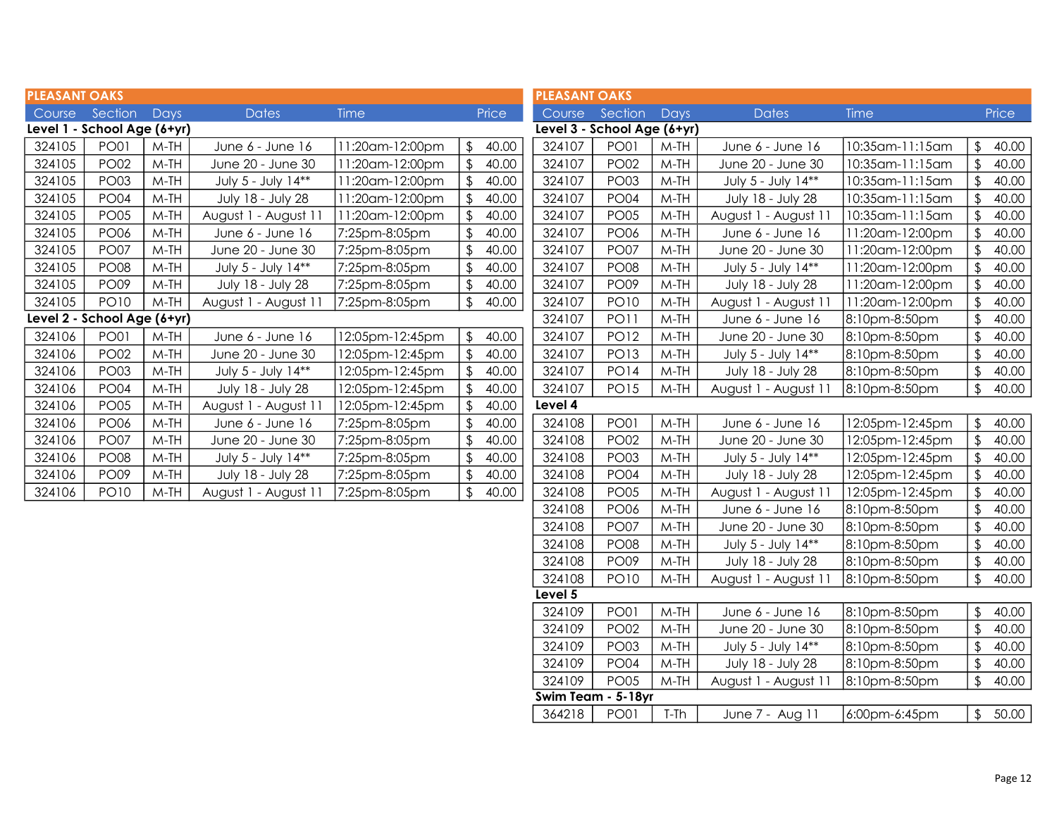## PLEASANT OAKS

| Course | Section | Days | Dates | Time | Price |
|---|---|---|---|---|---|
| **Level 1 - School Age (6+yr)** | | | | | |
| 324105 | PO01 | M-TH | June 6 - June 16 | 11:20am-12:00pm | $ 40.00 |
| 324105 | PO02 | M-TH | June 20 - June 30 | 11:20am-12:00pm | $ 40.00 |
| 324105 | PO03 | M-TH | July 5 - July 14** | 11:20am-12:00pm | $ 40.00 |
| 324105 | PO04 | M-TH | July 18 - July 28 | 11:20am-12:00pm | $ 40.00 |
| 324105 | PO05 | M-TH | August 1 - August 11 | 11:20am-12:00pm | $ 40.00 |
| 324105 | PO06 | M-TH | June 6 - June 16 | 7:25pm-8:05pm | $ 40.00 |
| 324105 | PO07 | M-TH | June 20 - June 30 | 7:25pm-8:05pm | $ 40.00 |
| 324105 | PO08 | M-TH | July 5 - July 14** | 7:25pm-8:05pm | $ 40.00 |
| 324105 | PO09 | M-TH | July 18 - July 28 | 7:25pm-8:05pm | $ 40.00 |
| 324105 | PO10 | M-TH | August 1 - August 11 | 7:25pm-8:05pm | $ 40.00 |
| **Level 2 - School Age (6+yr)** | | | | | |
| 324106 | PO01 | M-TH | June 6 - June 16 | 12:05pm-12:45pm | $ 40.00 |
| 324106 | PO02 | M-TH | June 20 - June 30 | 12:05pm-12:45pm | $ 40.00 |
| 324106 | PO03 | M-TH | July 5 - July 14** | 12:05pm-12:45pm | $ 40.00 |
| 324106 | PO04 | M-TH | July 18 - July 28 | 12:05pm-12:45pm | $ 40.00 |
| 324106 | PO05 | M-TH | August 1 - August 11 | 12:05pm-12:45pm | $ 40.00 |
| 324106 | PO06 | M-TH | June 6 - June 16 | 7:25pm-8:05pm | $ 40.00 |
| 324106 | PO07 | M-TH | June 20 - June 30 | 7:25pm-8:05pm | $ 40.00 |
| 324106 | PO08 | M-TH | July 5 - July 14** | 7:25pm-8:05pm | $ 40.00 |
| 324106 | PO09 | M-TH | July 18 - July 28 | 7:25pm-8:05pm | $ 40.00 |
| 324106 | PO10 | M-TH | August 1 - August 11 | 7:25pm-8:05pm | $ 40.00 |

## PLEASANT OAKS

| Course | Section | Days | Dates | Time | Price |
|---|---|---|---|---|---|
| **Level 3 - School Age (6+yr)** | | | | | |
| 324107 | PO01 | M-TH | June 6 - June 16 | 10:35am-11:15am | $ 40.00 |
| 324107 | PO02 | M-TH | June 20 - June 30 | 10:35am-11:15am | $ 40.00 |
| 324107 | PO03 | M-TH | July 5 - July 14** | 10:35am-11:15am | $ 40.00 |
| 324107 | PO04 | M-TH | July 18 - July 28 | 10:35am-11:15am | $ 40.00 |
| 324107 | PO05 | M-TH | August 1 - August 11 | 10:35am-11:15am | $ 40.00 |
| 324107 | PO06 | M-TH | June 6 - June 16 | 11:20am-12:00pm | $ 40.00 |
| 324107 | PO07 | M-TH | June 20 - June 30 | 11:20am-12:00pm | $ 40.00 |
| 324107 | PO08 | M-TH | July 5 - July 14** | 11:20am-12:00pm | $ 40.00 |
| 324107 | PO09 | M-TH | July 18 - July 28 | 11:20am-12:00pm | $ 40.00 |
| 324107 | PO10 | M-TH | August 1 - August 11 | 11:20am-12:00pm | $ 40.00 |
| 324107 | PO11 | M-TH | June 6 - June 16 | 8:10pm-8:50pm | $ 40.00 |
| 324107 | PO12 | M-TH | June 20 - June 30 | 8:10pm-8:50pm | $ 40.00 |
| 324107 | PO13 | M-TH | July 5 - July 14** | 8:10pm-8:50pm | $ 40.00 |
| 324107 | PO14 | M-TH | July 18 - July 28 | 8:10pm-8:50pm | $ 40.00 |
| 324107 | PO15 | M-TH | August 1 - August 11 | 8:10pm-8:50pm | $ 40.00 |
| **Level 4** | | | | | |
| 324108 | PO01 | M-TH | June 6 - June 16 | 12:05pm-12:45pm | $ 40.00 |
| 324108 | PO02 | M-TH | June 20 - June 30 | 12:05pm-12:45pm | $ 40.00 |
| 324108 | PO03 | M-TH | July 5 - July 14** | 12:05pm-12:45pm | $ 40.00 |
| 324108 | PO04 | M-TH | July 18 - July 28 | 12:05pm-12:45pm | $ 40.00 |
| 324108 | PO05 | M-TH | August 1 - August 11 | 12:05pm-12:45pm | $ 40.00 |
| 324108 | PO06 | M-TH | June 6 - June 16 | 8:10pm-8:50pm | $ 40.00 |
| 324108 | PO07 | M-TH | June 20 - June 30 | 8:10pm-8:50pm | $ 40.00 |
| 324108 | PO08 | M-TH | July 5 - July 14** | 8:10pm-8:50pm | $ 40.00 |
| 324108 | PO09 | M-TH | July 18 - July 28 | 8:10pm-8:50pm | $ 40.00 |
| 324108 | PO10 | M-TH | August 1 - August 11 | 8:10pm-8:50pm | $ 40.00 |
| **Level 5** | | | | | |
| 324109 | PO01 | M-TH | June 6 - June 16 | 8:10pm-8:50pm | $ 40.00 |
| 324109 | PO02 | M-TH | June 20 - June 30 | 8:10pm-8:50pm | $ 40.00 |
| 324109 | PO03 | M-TH | July 5 - July 14** | 8:10pm-8:50pm | $ 40.00 |
| 324109 | PO04 | M-TH | July 18 - July 28 | 8:10pm-8:50pm | $ 40.00 |
| 324109 | PO05 | M-TH | August 1 - August 11 | 8:10pm-8:50pm | $ 40.00 |
| **Swim Team - 5-18yr** | | | | | |
| 364218 | PO01 | T-Th | June 7 - Aug 11 | 6:00pm-6:45pm | $ 50.00 |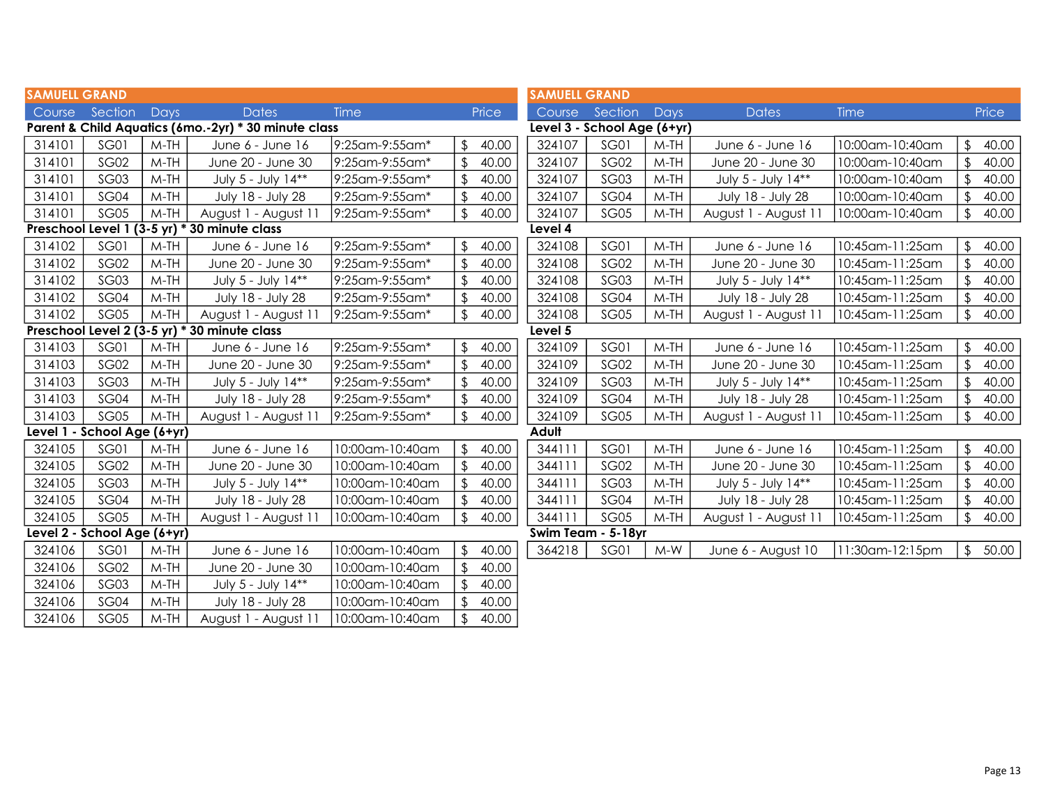## SAMUELL GRAND

| Course | Section | Days | Dates | Time | Price |
|---|---|---|---|---|---|
| **Parent & Child Aquatics (6mo.-2yr) * 30 minute class** | | | | | |
| 314101 | SG01 | M-TH | June 6 - June 16 | 9:25am-9:55am* | $ 40.00 |
| 314101 | SG02 | M-TH | June 20 - June 30 | 9:25am-9:55am* | $ 40.00 |
| 314101 | SG03 | M-TH | July 5 - July 14** | 9:25am-9:55am* | $ 40.00 |
| 314101 | SG04 | M-TH | July 18 - July 28 | 9:25am-9:55am* | $ 40.00 |
| 314101 | SG05 | M-TH | August 1 - August 11 | 9:25am-9:55am* | $ 40.00 |
| **Preschool Level 1 (3-5 yr) * 30 minute class** | | | | | |
| 314102 | SG01 | M-TH | June 6 - June 16 | 9:25am-9:55am* | $ 40.00 |
| 314102 | SG02 | M-TH | June 20 - June 30 | 9:25am-9:55am* | $ 40.00 |
| 314102 | SG03 | M-TH | July 5 - July 14** | 9:25am-9:55am* | $ 40.00 |
| 314102 | SG04 | M-TH | July 18 - July 28 | 9:25am-9:55am* | $ 40.00 |
| 314102 | SG05 | M-TH | August 1 - August 11 | 9:25am-9:55am* | $ 40.00 |
| **Preschool Level 2 (3-5 yr) * 30 minute class** | | | | | |
| 314103 | SG01 | M-TH | June 6 - June 16 | 9:25am-9:55am* | $ 40.00 |
| 314103 | SG02 | M-TH | June 20 - June 30 | 9:25am-9:55am* | $ 40.00 |
| 314103 | SG03 | M-TH | July 5 - July 14** | 9:25am-9:55am* | $ 40.00 |
| 314103 | SG04 | M-TH | July 18 - July 28 | 9:25am-9:55am* | $ 40.00 |
| 314103 | SG05 | M-TH | August 1 - August 11 | 9:25am-9:55am* | $ 40.00 |
| **Level 1 - School Age (6+yr)** | | | | | |
| 324105 | SG01 | M-TH | June 6 - June 16 | 10:00am-10:40am | $ 40.00 |
| 324105 | SG02 | M-TH | June 20 - June 30 | 10:00am-10:40am | $ 40.00 |
| 324105 | SG03 | M-TH | July 5 - July 14** | 10:00am-10:40am | $ 40.00 |
| 324105 | SG04 | M-TH | July 18 - July 28 | 10:00am-10:40am | $ 40.00 |
| 324105 | SG05 | M-TH | August 1 - August 11 | 10:00am-10:40am | $ 40.00 |
| **Level 2 - School Age (6+yr)** | | | | | |
| 324106 | SG01 | M-TH | June 6 - June 16 | 10:00am-10:40am | $ 40.00 |
| 324106 | SG02 | M-TH | June 20 - June 30 | 10:00am-10:40am | $ 40.00 |
| 324106 | SG03 | M-TH | July 5 - July 14** | 10:00am-10:40am | $ 40.00 |
| 324106 | SG04 | M-TH | July 18 - July 28 | 10:00am-10:40am | $ 40.00 |
| 324106 | SG05 | M-TH | August 1 - August 11 | 10:00am-10:40am | $ 40.00 |

## SAMUELL GRAND

| Course | Section | Days | Dates | Time | Price |
|---|---|---|---|---|---|
| **Level 3 - School Age (6+yr)** | | | | | |
| 324107 | SG01 | M-TH | June 6 - June 16 | 10:00am-10:40am | $ 40.00 |
| 324107 | SG02 | M-TH | June 20 - June 30 | 10:00am-10:40am | $ 40.00 |
| 324107 | SG03 | M-TH | July 5 - July 14** | 10:00am-10:40am | $ 40.00 |
| 324107 | SG04 | M-TH | July 18 - July 28 | 10:00am-10:40am | $ 40.00 |
| 324107 | SG05 | M-TH | August 1 - August 11 | 10:00am-10:40am | $ 40.00 |
| **Level 4** | | | | | |
| 324108 | SG01 | M-TH | June 6 - June 16 | 10:45am-11:25am | $ 40.00 |
| 324108 | SG02 | M-TH | June 20 - June 30 | 10:45am-11:25am | $ 40.00 |
| 324108 | SG03 | M-TH | July 5 - July 14** | 10:45am-11:25am | $ 40.00 |
| 324108 | SG04 | M-TH | July 18 - July 28 | 10:45am-11:25am | $ 40.00 |
| 324108 | SG05 | M-TH | August 1 - August 11 | 10:45am-11:25am | $ 40.00 |
| **Level 5** | | | | | |
| 324109 | SG01 | M-TH | June 6 - June 16 | 10:45am-11:25am | $ 40.00 |
| 324109 | SG02 | M-TH | June 20 - June 30 | 10:45am-11:25am | $ 40.00 |
| 324109 | SG03 | M-TH | July 5 - July 14** | 10:45am-11:25am | $ 40.00 |
| 324109 | SG04 | M-TH | July 18 - July 28 | 10:45am-11:25am | $ 40.00 |
| 324109 | SG05 | M-TH | August 1 - August 11 | 10:45am-11:25am | $ 40.00 |
| **Adult** | | | | | |
| 344111 | SG01 | M-TH | June 6 - June 16 | 10:45am-11:25am | $ 40.00 |
| 344111 | SG02 | M-TH | June 20 - June 30 | 10:45am-11:25am | $ 40.00 |
| 344111 | SG03 | M-TH | July 5 - July 14** | 10:45am-11:25am | $ 40.00 |
| 344111 | SG04 | M-TH | July 18 - July 28 | 10:45am-11:25am | $ 40.00 |
| 344111 | SG05 | M-TH | August 1 - August 11 | 10:45am-11:25am | $ 40.00 |
| **Swim Team - 5-18yr** | | | | | |
| 364218 | SG01 | M-W | June 6 - August 10 | 11:30am-12:15pm | $ 50.00 |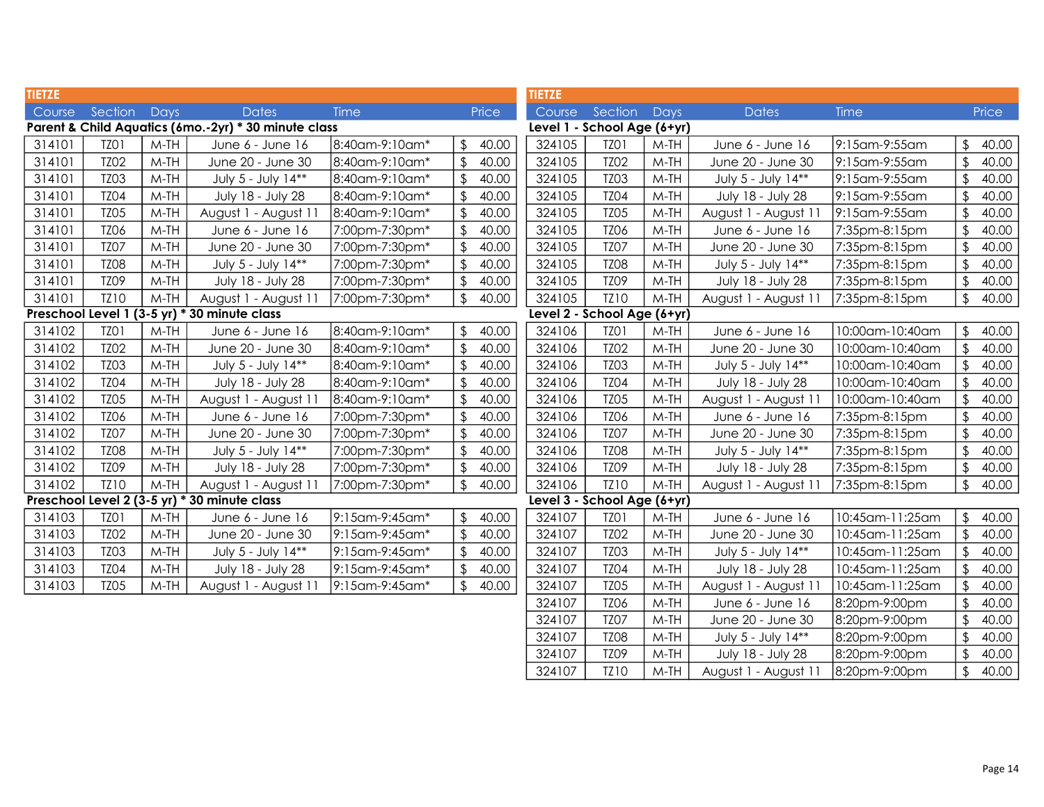## TIETZE

| Course | Section | Days | Dates | Time | Price |
|---|---|---|---|---|---|
| **Parent & Child Aquatics (6mo.-2yr) * 30 minute class** | | | | | |
| 314101 | TZ01 | M-TH | June 6 - June 16 | 8:40am-9:10am* | $ 40.00 |
| 314101 | TZ02 | M-TH | June 20 - June 30 | 8:40am-9:10am* | $ 40.00 |
| 314101 | TZ03 | M-TH | July 5 - July 14** | 8:40am-9:10am* | $ 40.00 |
| 314101 | TZ04 | M-TH | July 18 - July 28 | 8:40am-9:10am* | $ 40.00 |
| 314101 | TZ05 | M-TH | August 1 - August 11 | 8:40am-9:10am* | $ 40.00 |
| 314101 | TZ06 | M-TH | June 6 - June 16 | 7:00pm-7:30pm* | $ 40.00 |
| 314101 | TZ07 | M-TH | June 20 - June 30 | 7:00pm-7:30pm* | $ 40.00 |
| 314101 | TZ08 | M-TH | July 5 - July 14** | 7:00pm-7:30pm* | $ 40.00 |
| 314101 | TZ09 | M-TH | July 18 - July 28 | 7:00pm-7:30pm* | $ 40.00 |
| 314101 | TZ10 | M-TH | August 1 - August 11 | 7:00pm-7:30pm* | $ 40.00 |
| **Preschool Level 1 (3-5 yr) * 30 minute class** | | | | | |
| 314102 | TZ01 | M-TH | June 6 - June 16 | 8:40am-9:10am* | $ 40.00 |
| 314102 | TZ02 | M-TH | June 20 - June 30 | 8:40am-9:10am* | $ 40.00 |
| 314102 | TZ03 | M-TH | July 5 - July 14** | 8:40am-9:10am* | $ 40.00 |
| 314102 | TZ04 | M-TH | July 18 - July 28 | 8:40am-9:10am* | $ 40.00 |
| 314102 | TZ05 | M-TH | August 1 - August 11 | 8:40am-9:10am* | $ 40.00 |
| 314102 | TZ06 | M-TH | June 6 - June 16 | 7:00pm-7:30pm* | $ 40.00 |
| 314102 | TZ07 | M-TH | June 20 - June 30 | 7:00pm-7:30pm* | $ 40.00 |
| 314102 | TZ08 | M-TH | July 5 - July 14** | 7:00pm-7:30pm* | $ 40.00 |
| 314102 | TZ09 | M-TH | July 18 - July 28 | 7:00pm-7:30pm* | $ 40.00 |
| 314102 | TZ10 | M-TH | August 1 - August 11 | 7:00pm-7:30pm* | $ 40.00 |
| **Preschool Level 2 (3-5 yr) * 30 minute class** | | | | | |
| 314103 | TZ01 | M-TH | June 6 - June 16 | 9:15am-9:45am* | $ 40.00 |
| 314103 | TZ02 | M-TH | June 20 - June 30 | 9:15am-9:45am* | $ 40.00 |
| 314103 | TZ03 | M-TH | July 5 - July 14** | 9:15am-9:45am* | $ 40.00 |
| 314103 | TZ04 | M-TH | July 18 - July 28 | 9:15am-9:45am* | $ 40.00 |
| 314103 | TZ05 | M-TH | August 1 - August 11 | 9:15am-9:45am* | $ 40.00 |

## TIETZE

| Course | Section | Days | Dates | Time | Price |
|---|---|---|---|---|---|
| **Level 1 - School Age (6+yr)** | | | | | |
| 324105 | TZ01 | M-TH | June 6 - June 16 | 9:15am-9:55am | $ 40.00 |
| 324105 | TZ02 | M-TH | June 20 - June 30 | 9:15am-9:55am | $ 40.00 |
| 324105 | TZ03 | M-TH | July 5 - July 14** | 9:15am-9:55am | $ 40.00 |
| 324105 | TZ04 | M-TH | July 18 - July 28 | 9:15am-9:55am | $ 40.00 |
| 324105 | TZ05 | M-TH | August 1 - August 11 | 9:15am-9:55am | $ 40.00 |
| 324105 | TZ06 | M-TH | June 6 - June 16 | 7:35pm-8:15pm | $ 40.00 |
| 324105 | TZ07 | M-TH | June 20 - June 30 | 7:35pm-8:15pm | $ 40.00 |
| 324105 | TZ08 | M-TH | July 5 - July 14** | 7:35pm-8:15pm | $ 40.00 |
| 324105 | TZ09 | M-TH | July 18 - July 28 | 7:35pm-8:15pm | $ 40.00 |
| 324105 | TZ10 | M-TH | August 1 - August 11 | 7:35pm-8:15pm | $ 40.00 |
| **Level 2 - School Age (6+yr)** | | | | | |
| 324106 | TZ01 | M-TH | June 6 - June 16 | 10:00am-10:40am | $ 40.00 |
| 324106 | TZ02 | M-TH | June 20 - June 30 | 10:00am-10:40am | $ 40.00 |
| 324106 | TZ03 | M-TH | July 5 - July 14** | 10:00am-10:40am | $ 40.00 |
| 324106 | TZ04 | M-TH | July 18 - July 28 | 10:00am-10:40am | $ 40.00 |
| 324106 | TZ05 | M-TH | August 1 - August 11 | 10:00am-10:40am | $ 40.00 |
| 324106 | TZ06 | M-TH | June 6 - June 16 | 7:35pm-8:15pm | $ 40.00 |
| 324106 | TZ07 | M-TH | June 20 - June 30 | 7:35pm-8:15pm | $ 40.00 |
| 324106 | TZ08 | M-TH | July 5 - July 14** | 7:35pm-8:15pm | $ 40.00 |
| 324106 | TZ09 | M-TH | July 18 - July 28 | 7:35pm-8:15pm | $ 40.00 |
| 324106 | TZ10 | M-TH | August 1 - August 11 | 7:35pm-8:15pm | $ 40.00 |
| **Level 3 - School Age (6+yr)** | | | | | |
| 324107 | TZ01 | M-TH | June 6 - June 16 | 10:45am-11:25am | $ 40.00 |
| 324107 | TZ02 | M-TH | June 20 - June 30 | 10:45am-11:25am | $ 40.00 |
| 324107 | TZ03 | M-TH | July 5 - July 14** | 10:45am-11:25am | $ 40.00 |
| 324107 | TZ04 | M-TH | July 18 - July 28 | 10:45am-11:25am | $ 40.00 |
| 324107 | TZ05 | M-TH | August 1 - August 11 | 10:45am-11:25am | $ 40.00 |
| 324107 | TZ06 | M-TH | June 6 - June 16 | 8:20pm-9:00pm | $ 40.00 |
| 324107 | TZ07 | M-TH | June 20 - June 30 | 8:20pm-9:00pm | $ 40.00 |
| 324107 | TZ08 | M-TH | July 5 - July 14** | 8:20pm-9:00pm | $ 40.00 |
| 324107 | TZ09 | M-TH | July 18 - July 28 | 8:20pm-9:00pm | $ 40.00 |
| 324107 | TZ10 | M-TH | August 1 - August 11 | 8:20pm-9:00pm | $ 40.00 |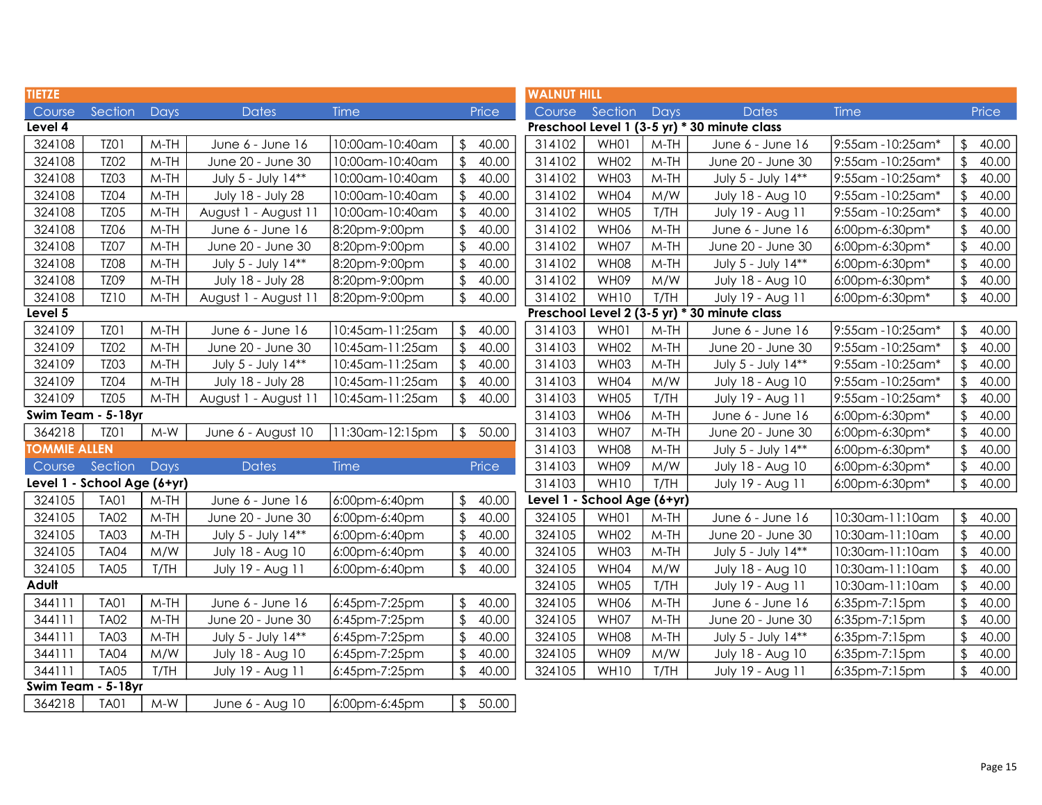## TIETZE

| Course | Section | Days | Dates | Time | Price |
|---|---|---|---|---|---|
| **Level 4** | | | | | |
| 324108 | TZ01 | M-TH | June 6 - June 16 | 10:00am-10:40am | $ 40.00 |
| 324108 | TZ02 | M-TH | June 20 - June 30 | 10:00am-10:40am | $ 40.00 |
| 324108 | TZ03 | M-TH | July 5 - July 14** | 10:00am-10:40am | $ 40.00 |
| 324108 | TZ04 | M-TH | July 18 - July 28 | 10:00am-10:40am | $ 40.00 |
| 324108 | TZ05 | M-TH | August 1 - August 11 | 10:00am-10:40am | $ 40.00 |
| 324108 | TZ06 | M-TH | June 6 - June 16 | 8:20pm-9:00pm | $ 40.00 |
| 324108 | TZ07 | M-TH | June 20 - June 30 | 8:20pm-9:00pm | $ 40.00 |
| 324108 | TZ08 | M-TH | July 5 - July 14** | 8:20pm-9:00pm | $ 40.00 |
| 324108 | TZ09 | M-TH | July 18 - July 28 | 8:20pm-9:00pm | $ 40.00 |
| 324108 | TZ10 | M-TH | August 1 - August 11 | 8:20pm-9:00pm | $ 40.00 |
| **Level 5** | | | | | |
| 324109 | TZ01 | M-TH | June 6 - June 16 | 10:45am-11:25am | $ 40.00 |
| 324109 | TZ02 | M-TH | June 20 - June 30 | 10:45am-11:25am | $ 40.00 |
| 324109 | TZ03 | M-TH | July 5 - July 14** | 10:45am-11:25am | $ 40.00 |
| 324109 | TZ04 | M-TH | July 18 - July 28 | 10:45am-11:25am | $ 40.00 |
| 324109 | TZ05 | M-TH | August 1 - August 11 | 10:45am-11:25am | $ 40.00 |
| **Swim Team - 5-18yr** | | | | | |
| 364218 | TZ01 | M-W | June 6 - August 10 | 11:30am-12:15pm | $ 50.00 |

## TOMMIE ALLEN

| Course | Section | Days | Dates | Time | Price |
|---|---|---|---|---|---|
| **Level 1 - School Age (6+yr)** | | | | | |
| 324105 | TA01 | M-TH | June 6 - June 16 | 6:00pm-6:40pm | $ 40.00 |
| 324105 | TA02 | M-TH | June 20 - June 30 | 6:00pm-6:40pm | $ 40.00 |
| 324105 | TA03 | M-TH | July 5 - July 14** | 6:00pm-6:40pm | $ 40.00 |
| 324105 | TA04 | M/W | July 18 - Aug 10 | 6:00pm-6:40pm | $ 40.00 |
| 324105 | TA05 | T/TH | July 19 - Aug 11 | 6:00pm-6:40pm | $ 40.00 |
| **Adult** | | | | | |
| 344111 | TA01 | M-TH | June 6 - June 16 | 6:45pm-7:25pm | $ 40.00 |
| 344111 | TA02 | M-TH | June 20 - June 30 | 6:45pm-7:25pm | $ 40.00 |
| 344111 | TA03 | M-TH | July 5 - July 14** | 6:45pm-7:25pm | $ 40.00 |
| 344111 | TA04 | M/W | July 18 - Aug 10 | 6:45pm-7:25pm | $ 40.00 |
| 344111 | TA05 | T/TH | July 19 - Aug 11 | 6:45pm-7:25pm | $ 40.00 |
| **Swim Team - 5-18yr** | | | | | |
| 364218 | TA01 | M-W | June 6 - Aug 10 | 6:00pm-6:45pm | $ 50.00 |

## WALNUT HILL

| Course | Section | Days | Dates | Time | Price |
|---|---|---|---|---|---|
| **Preschool Level 1 (3-5 yr) * 30 minute class** | | | | | |
| 314102 | WH01 | M-TH | June 6 - June 16 | 9:55am -10:25am* | $ 40.00 |
| 314102 | WH02 | M-TH | June 20 - June 30 | 9:55am -10:25am* | $ 40.00 |
| 314102 | WH03 | M-TH | July 5 - July 14** | 9:55am -10:25am* | $ 40.00 |
| 314102 | WH04 | M/W | July 18 - Aug 10 | 9:55am -10:25am* | $ 40.00 |
| 314102 | WH05 | T/TH | July 19 - Aug 11 | 9:55am -10:25am* | $ 40.00 |
| 314102 | WH06 | M-TH | June 6 - June 16 | 6:00pm-6:30pm* | $ 40.00 |
| 314102 | WH07 | M-TH | June 20 - June 30 | 6:00pm-6:30pm* | $ 40.00 |
| 314102 | WH08 | M-TH | July 5 - July 14** | 6:00pm-6:30pm* | $ 40.00 |
| 314102 | WH09 | M/W | July 18 - Aug 10 | 6:00pm-6:30pm* | $ 40.00 |
| 314102 | WH10 | T/TH | July 19 - Aug 11 | 6:00pm-6:30pm* | $ 40.00 |
| **Preschool Level 2 (3-5 yr) * 30 minute class** | | | | | |
| 314103 | WH01 | M-TH | June 6 - June 16 | 9:55am -10:25am* | $ 40.00 |
| 314103 | WH02 | M-TH | June 20 - June 30 | 9:55am -10:25am* | $ 40.00 |
| 314103 | WH03 | M-TH | July 5 - July 14** | 9:55am -10:25am* | $ 40.00 |
| 314103 | WH04 | M/W | July 18 - Aug 10 | 9:55am -10:25am* | $ 40.00 |
| 314103 | WH05 | T/TH | July 19 - Aug 11 | 9:55am -10:25am* | $ 40.00 |
| 314103 | WH06 | M-TH | June 6 - June 16 | 6:00pm-6:30pm* | $ 40.00 |
| 314103 | WH07 | M-TH | June 20 - June 30 | 6:00pm-6:30pm* | $ 40.00 |
| 314103 | WH08 | M-TH | July 5 - July 14** | 6:00pm-6:30pm* | $ 40.00 |
| 314103 | WH09 | M/W | July 18 - Aug 10 | 6:00pm-6:30pm* | $ 40.00 |
| 314103 | WH10 | T/TH | July 19 - Aug 11 | 6:00pm-6:30pm* | $ 40.00 |
| **Level 1 - School Age (6+yr)** | | | | | |
| 324105 | WH01 | M-TH | June 6 - June 16 | 10:30am-11:10am | $ 40.00 |
| 324105 | WH02 | M-TH | June 20 - June 30 | 10:30am-11:10am | $ 40.00 |
| 324105 | WH03 | M-TH | July 5 - July 14** | 10:30am-11:10am | $ 40.00 |
| 324105 | WH04 | M/W | July 18 - Aug 10 | 10:30am-11:10am | $ 40.00 |
| 324105 | WH05 | T/TH | July 19 - Aug 11 | 10:30am-11:10am | $ 40.00 |
| 324105 | WH06 | M-TH | June 6 - June 16 | 6:35pm-7:15pm | $ 40.00 |
| 324105 | WH07 | M-TH | June 20 - June 30 | 6:35pm-7:15pm | $ 40.00 |
| 324105 | WH08 | M-TH | July 5 - July 14** | 6:35pm-7:15pm | $ 40.00 |
| 324105 | WH09 | M/W | July 18 - Aug 10 | 6:35pm-7:15pm | $ 40.00 |
| 324105 | WH10 | T/TH | July 19 - Aug 11 | 6:35pm-7:15pm | $ 40.00 |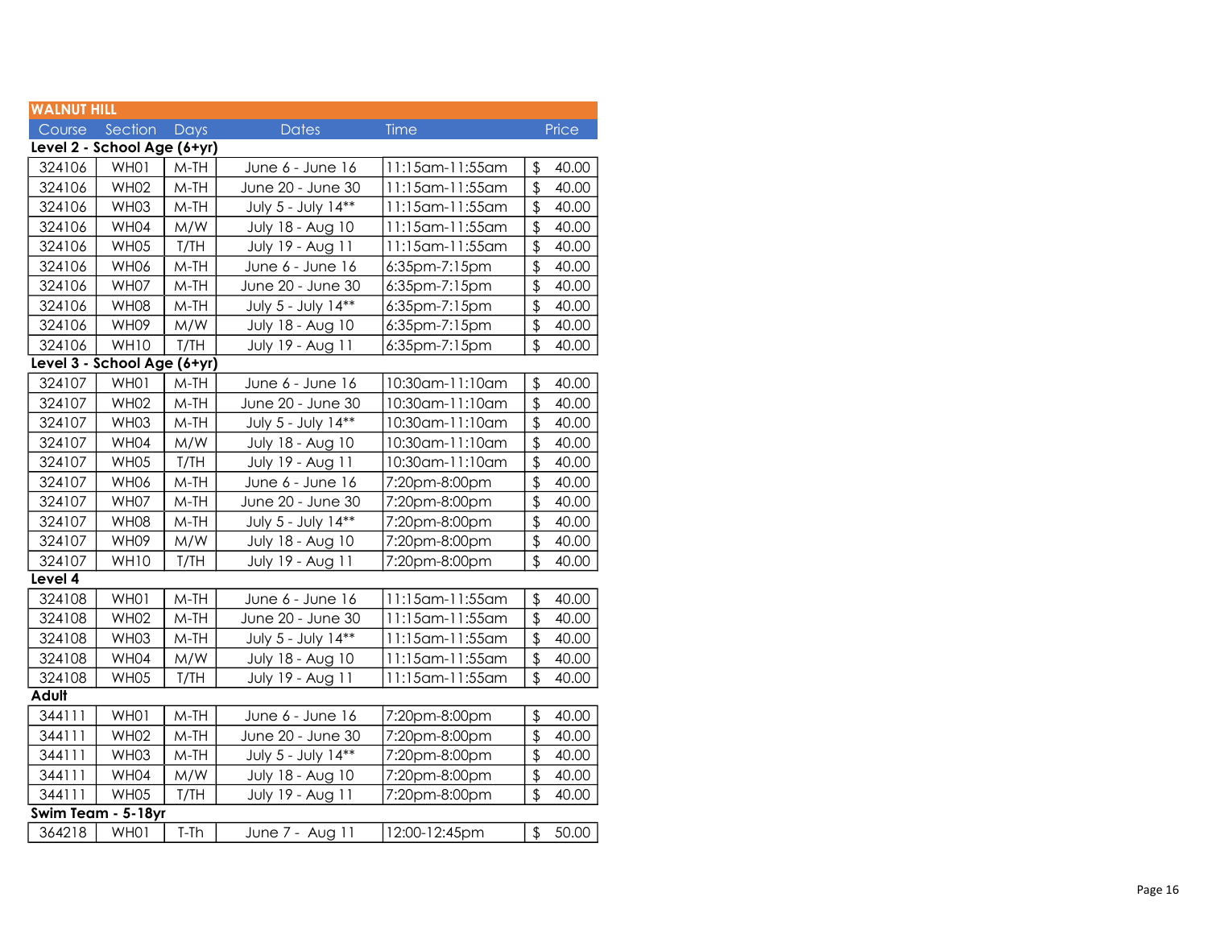## WALNUT HILL

| Course | Section | Days | Dates | Time | Price |
|---|---|---|---|---|---|
| **Level 2 - School Age (6+yr)** | | | | | |
| 324106 | WH01 | M-TH | June 6 - June 16 | 11:15am-11:55am | $ 40.00 |
| 324106 | WH02 | M-TH | June 20 - June 30 | 11:15am-11:55am | $ 40.00 |
| 324106 | WH03 | M-TH | July 5 - July 14** | 11:15am-11:55am | $ 40.00 |
| 324106 | WH04 | M/W | July 18 - Aug 10 | 11:15am-11:55am | $ 40.00 |
| 324106 | WH05 | T/TH | July 19 - Aug 11 | 11:15am-11:55am | $ 40.00 |
| 324106 | WH06 | M-TH | June 6 - June 16 | 6:35pm-7:15pm | $ 40.00 |
| 324106 | WH07 | M-TH | June 20 - June 30 | 6:35pm-7:15pm | $ 40.00 |
| 324106 | WH08 | M-TH | July 5 - July 14** | 6:35pm-7:15pm | $ 40.00 |
| 324106 | WH09 | M/W | July 18 - Aug 10 | 6:35pm-7:15pm | $ 40.00 |
| 324106 | WH10 | T/TH | July 19 - Aug 11 | 6:35pm-7:15pm | $ 40.00 |
| **Level 3 - School Age (6+yr)** | | | | | |
| 324107 | WH01 | M-TH | June 6 - June 16 | 10:30am-11:10am | $ 40.00 |
| 324107 | WH02 | M-TH | June 20 - June 30 | 10:30am-11:10am | $ 40.00 |
| 324107 | WH03 | M-TH | July 5 - July 14** | 10:30am-11:10am | $ 40.00 |
| 324107 | WH04 | M/W | July 18 - Aug 10 | 10:30am-11:10am | $ 40.00 |
| 324107 | WH05 | T/TH | July 19 - Aug 11 | 10:30am-11:10am | $ 40.00 |
| 324107 | WH06 | M-TH | June 6 - June 16 | 7:20pm-8:00pm | $ 40.00 |
| 324107 | WH07 | M-TH | June 20 - June 30 | 7:20pm-8:00pm | $ 40.00 |
| 324107 | WH08 | M-TH | July 5 - July 14** | 7:20pm-8:00pm | $ 40.00 |
| 324107 | WH09 | M/W | July 18 - Aug 10 | 7:20pm-8:00pm | $ 40.00 |
| 324107 | WH10 | T/TH | July 19 - Aug 11 | 7:20pm-8:00pm | $ 40.00 |
| **Level 4** | | | | | |
| 324108 | WH01 | M-TH | June 6 - June 16 | 11:15am-11:55am | $ 40.00 |
| 324108 | WH02 | M-TH | June 20 - June 30 | 11:15am-11:55am | $ 40.00 |
| 324108 | WH03 | M-TH | July 5 - July 14** | 11:15am-11:55am | $ 40.00 |
| 324108 | WH04 | M/W | July 18 - Aug 10 | 11:15am-11:55am | $ 40.00 |
| 324108 | WH05 | T/TH | July 19 - Aug 11 | 11:15am-11:55am | $ 40.00 |
| **Adult** | | | | | |
| 344111 | WH01 | M-TH | June 6 - June 16 | 7:20pm-8:00pm | $ 40.00 |
| 344111 | WH02 | M-TH | June 20 - June 30 | 7:20pm-8:00pm | $ 40.00 |
| 344111 | WH03 | M-TH | July 5 - July 14** | 7:20pm-8:00pm | $ 40.00 |
| 344111 | WH04 | M/W | July 18 - Aug 10 | 7:20pm-8:00pm | $ 40.00 |
| 344111 | WH05 | T/TH | July 19 - Aug 11 | 7:20pm-8:00pm | $ 40.00 |
| **Swim Team - 5-18yr** | | | | | |
| 364218 | WH01 | T-Th | June 7 - Aug 11 | 12:00-12:45pm | $ 50.00 |